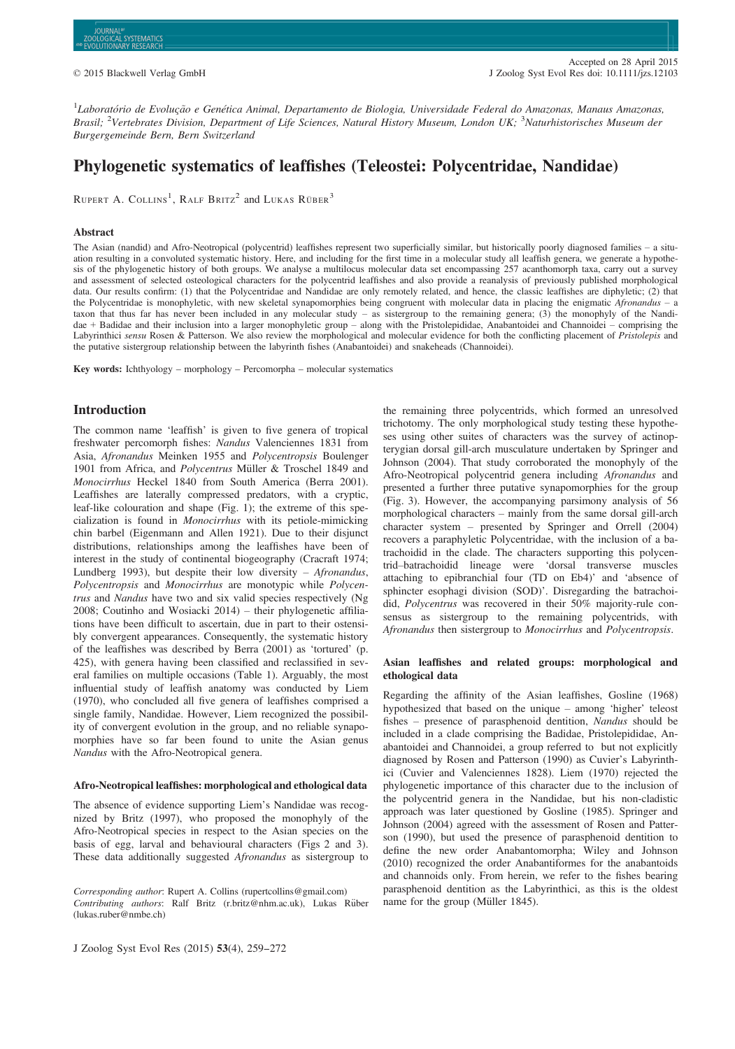[1]*Laboratório de Evolução e Genética Animal, Departamento de Biologia, Universidade Federal do Amazonas, Manaus Amazonas, Brasil;* [2]*Vertebrates Division, Department of Life Sciences, Natural History Museum, London UK;* [3]*Naturhistorisches Museum der Burgergemeinde Bern, Bern Switzerland*

# Phylogenetic systematics of leaffishes (Teleostei: Polycentridae, Nandidae)

Rupert A. Collins[1], Ralf Britz[2] and Lukas Rüber[3]

### Abstract

The Asian (nandid) and Afro-Neotropical (polycentrid) leaffishes represent two superficially similar, but historically poorly diagnosed families – a situation resulting in a convoluted systematic history. Here, and including for the first time in a molecular study all leaffish genera, we generate a hypothesis of the phylogenetic history of both groups. We analyse a multilocus molecular data set encompassing 257 acanthomorph taxa, carry out a survey and assessment of selected osteological characters for the polycentrid leaffishes and also provide a reanalysis of previously published morphological data. Our results confirm: (1) that the Polycentridae and Nandidae are only remotely related, and hence, the classic leaffishes are diphyletic; (2) that the Polycentridae is monophyletic, with new skeletal synapomorphies being congruent with molecular data in placing the enigmatic *Afronandus* – a taxon that thus far has never been included in any molecular study – as sistergroup to the remaining genera; (3) the monophyly of the Nandidae + Badidae and their inclusion into a larger monophyletic group – along with the Pristolepididae, Anabantoidei and Channoidei – comprising the Labyrinthici *sensu* Rosen & Patterson. We also review the morphological and molecular evidence for both the conflicting placement of *Pristolepis* and the putative sistergroup relationship between the labyrinth fishes (Anabantoidei) and snakeheads (Channoidei).

**Key words:** Ichthyology – morphology – Percomorpha – molecular systematics

## Introduction

The common name 'leaffish' is given to five genera of tropical freshwater percomorph fishes: *Nandus* Valenciennes 1831 from Asia, *Afronandus* Meinken 1955 and *Polycentropsis* Boulenger 1901 from Africa, and *Polycentrus* Müller & Troschel 1849 and *Monocirrhus* Heckel 1840 from South America (Berra 2001). Leaffishes are laterally compressed predators, with a cryptic, leaf-like colouration and shape (Fig. 1); the extreme of this specialization is found in *Monocirrhus* with its petiole-mimicking chin barbel (Eigenmann and Allen 1921). Due to their disjunct distributions, relationships among the leaffishes have been of interest in the study of continental biogeography (Cracraft 1974; Lundberg 1993), but despite their low diversity – *Afronandus*, *Polycentropsis* and *Monocirrhus* are monotypic while *Polycentrus* and *Nandus* have two and six valid species respectively (Ng 2008; Coutinho and Wosiacki 2014) – their phylogenetic affiliations have been difficult to ascertain, due in part to their ostensibly convergent appearances. Consequently, the systematic history of the leaffishes was described by Berra (2001) as 'tortured' (p. 425), with genera having been classified and reclassified in several families on multiple occasions (Table 1). Arguably, the most influential study of leaffish anatomy was conducted by Liem (1970), who concluded all five genera of leaffishes comprised a single family, Nandidae. However, Liem recognized the possibility of convergent evolution in the group, and no reliable synapomorphies have so far been found to unite the Asian genus *Nandus* with the Afro-Neotropical genera.

### Afro-Neotropical leaffishes: morphological and ethological data

The absence of evidence supporting Liem's Nandidae was recognized by Britz (1997), who proposed the monophyly of the Afro-Neotropical species in respect to the Asian species on the basis of egg, larval and behavioural characters (Figs 2 and 3). These data additionally suggested *Afronandus* as sistergroup to the remaining three polycentrids, which formed an unresolved trichotomy. The only morphological study testing these hypotheses using other suites of characters was the survey of actinopterygian dorsal gill-arch musculature undertaken by Springer and Johnson (2004). That study corroborated the monophyly of the Afro-Neotropical polycentrid genera including *Afronandus* and presented a further three putative synapomorphies for the group (Fig. 3). However, the accompanying parsimony analysis of 56 morphological characters – mainly from the same dorsal gill-arch character system – presented by Springer and Orrell (2004) recovers a paraphyletic Polycentridae, with the inclusion of a batrachoidid in the clade. The characters supporting this polycentrid–batrachoidid lineage were 'dorsal transverse muscles attaching to epibranchial four (TD on Eb4)' and 'absence of sphincter esophagi division (SOD)'. Disregarding the batrachoidid, *Polycentrus* was recovered in their 50% majority-rule consensus as sistergroup to the remaining polycentrids, with *Afronandus* then sistergroup to *Monocirrhus* and *Polycentropsis*.

### Asian leaffishes and related groups: morphological and ethological data

Regarding the affinity of the Asian leaffishes, Gosline (1968) hypothesized that based on the unique – among 'higher' teleost fishes – presence of parasphenoid dentition, *Nandus* should be included in a clade comprising the Badidae, Pristolepididae, Anabantoidei and Channoidei, a group referred to but not explicitly diagnosed by Rosen and Patterson (1990) as Cuvier's Labyrinthici (Cuvier and Valenciennes 1828). Liem (1970) rejected the phylogenetic importance of this character due to the inclusion of the polycentrid genera in the Nandidae, but his non-cladistic approach was later questioned by Gosline (1985). Springer and Johnson (2004) agreed with the assessment of Rosen and Patterson (1990), but used the presence of parasphenoid dentition to define the new order Anabantomorpha; Wiley and Johnson (2010) recognized the order Anabantiformes for the anabantoids and channoids only. From herein, we refer to the fishes bearing parasphenoid dentition as the Labyrinthici, as this is the oldest name for the group (Müller 1845).

*Corresponding author*: Rupert A. Collins (rupertcollins@gmail.com)
*Contributing authors*: Ralf Britz (r.britz@nhm.ac.uk), Lukas Rüber (lukas.ruber@nmbe.ch)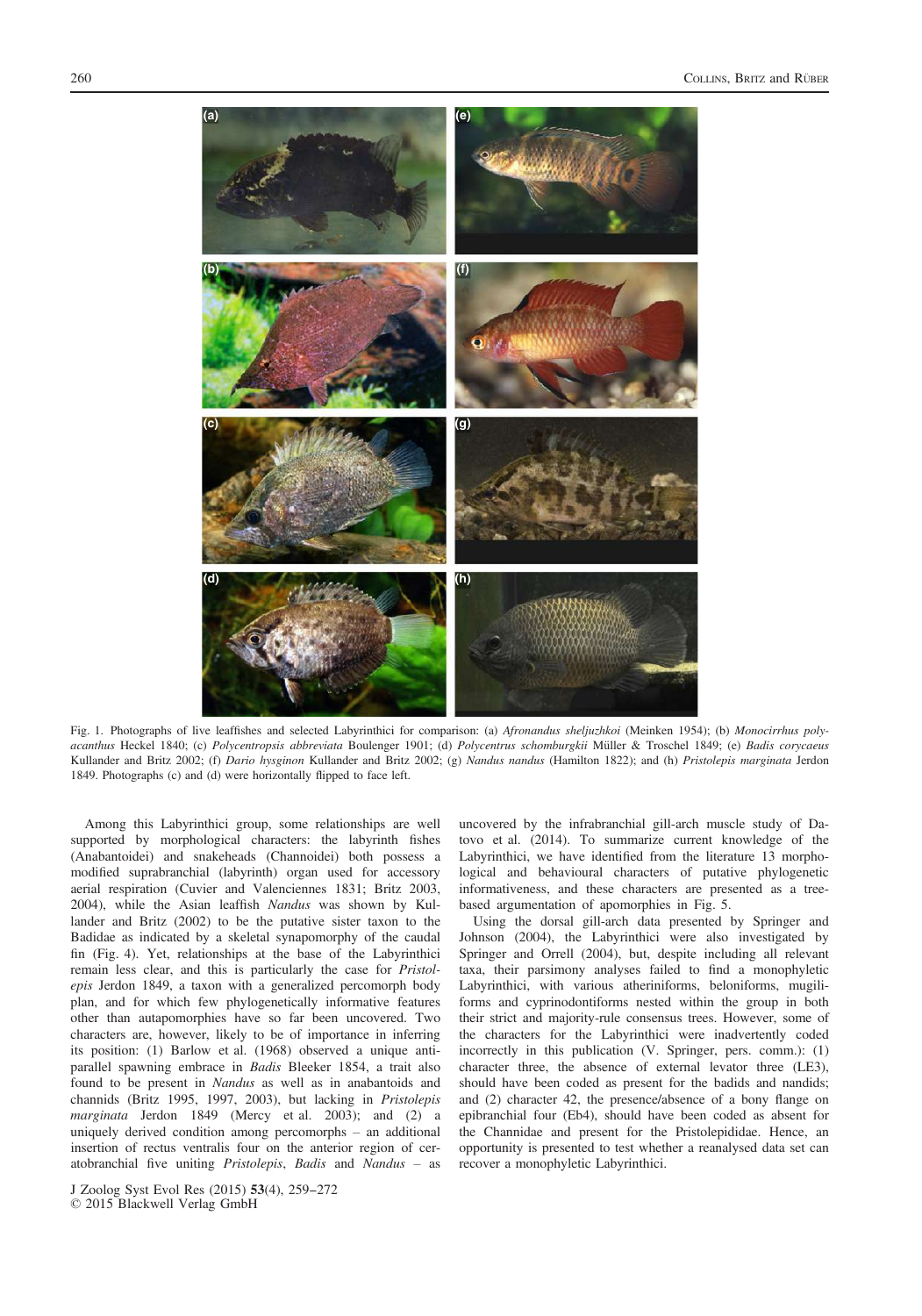Fig. 1. Photographs of live leaffishes and selected Labyrinthici for comparison: (a) *Afronandus sheljuzhkoi* (Meinken 1954); (b) *Monocirrhus polyacanthus* Heckel 1840; (c) *Polycentropsis abbreviata* Boulenger 1901; (d) *Polycentrus schomburgkii* Müller & Troschel 1849; (e) *Badis corycaeus* Kullander and Britz 2002; (f) *Dario hysginon* Kullander and Britz 2002; (g) *Nandus nandus* (Hamilton 1822); and (h) *Pristolepis marginata* Jerdon 1849. Photographs (c) and (d) were horizontally flipped to face left.

Among this Labyrinthici group, some relationships are well supported by morphological characters: the labyrinth fishes (Anabantoidei) and snakeheads (Channoidei) both possess a modified suprabranchial (labyrinth) organ used for accessory aerial respiration (Cuvier and Valenciennes 1831; Britz 2003, 2004), while the Asian leaffish *Nandus* was shown by Kullander and Britz (2002) to be the putative sister taxon to the Badidae as indicated by a skeletal synapomorphy of the caudal fin (Fig. 4). Yet, relationships at the base of the Labyrinthici remain less clear, and this is particularly the case for *Pristolepis* Jerdon 1849, a taxon with a generalized percomorph body plan, and for which few phylogenetically informative features other than autapomorphies have so far been uncovered. Two characters are, however, likely to be of importance in inferring its position: (1) Barlow et al. (1968) observed a unique antiparallel spawning embrace in *Badis* Bleeker 1854, a trait also found to be present in *Nandus* as well as in anabantoids and channids (Britz 1995, 1997, 2003), but lacking in *Pristolepis marginata* Jerdon 1849 (Mercy et al. 2003); and (2) a uniquely derived condition among percomorphs – an additional insertion of rectus ventralis four on the anterior region of ceratobranchial five uniting *Pristolepis*, *Badis* and *Nandus* – as uncovered by the infrabranchial gill-arch muscle study of Datovo et al. (2014). To summarize current knowledge of the Labyrinthici, we have identified from the literature 13 morphological and behavioural characters of putative phylogenetic informativeness, and these characters are presented as a tree-based argumentation of apomorphies in Fig. 5.

Using the dorsal gill-arch data presented by Springer and Johnson (2004), the Labyrinthici were also investigated by Springer and Orrell (2004), but, despite including all relevant taxa, their parsimony analyses failed to find a monophyletic Labyrinthici, with various atheriniforms, beloniforms, mugiliforms and cyprinodontiforms nested within the group in both their strict and majority-rule consensus trees. However, some of the characters for the Labyrinthici were inadvertently coded incorrectly in this publication (V. Springer, pers. comm.): (1) character three, the absence of external levator three (LE3), should have been coded as present for the badids and nandids; and (2) character 42, the presence/absence of a bony flange on epibranchial four (Eb4), should have been coded as absent for the Channidae and present for the Pristolepididae. Hence, an opportunity is presented to test whether a reanalysed data set can recover a monophyletic Labyrinthici.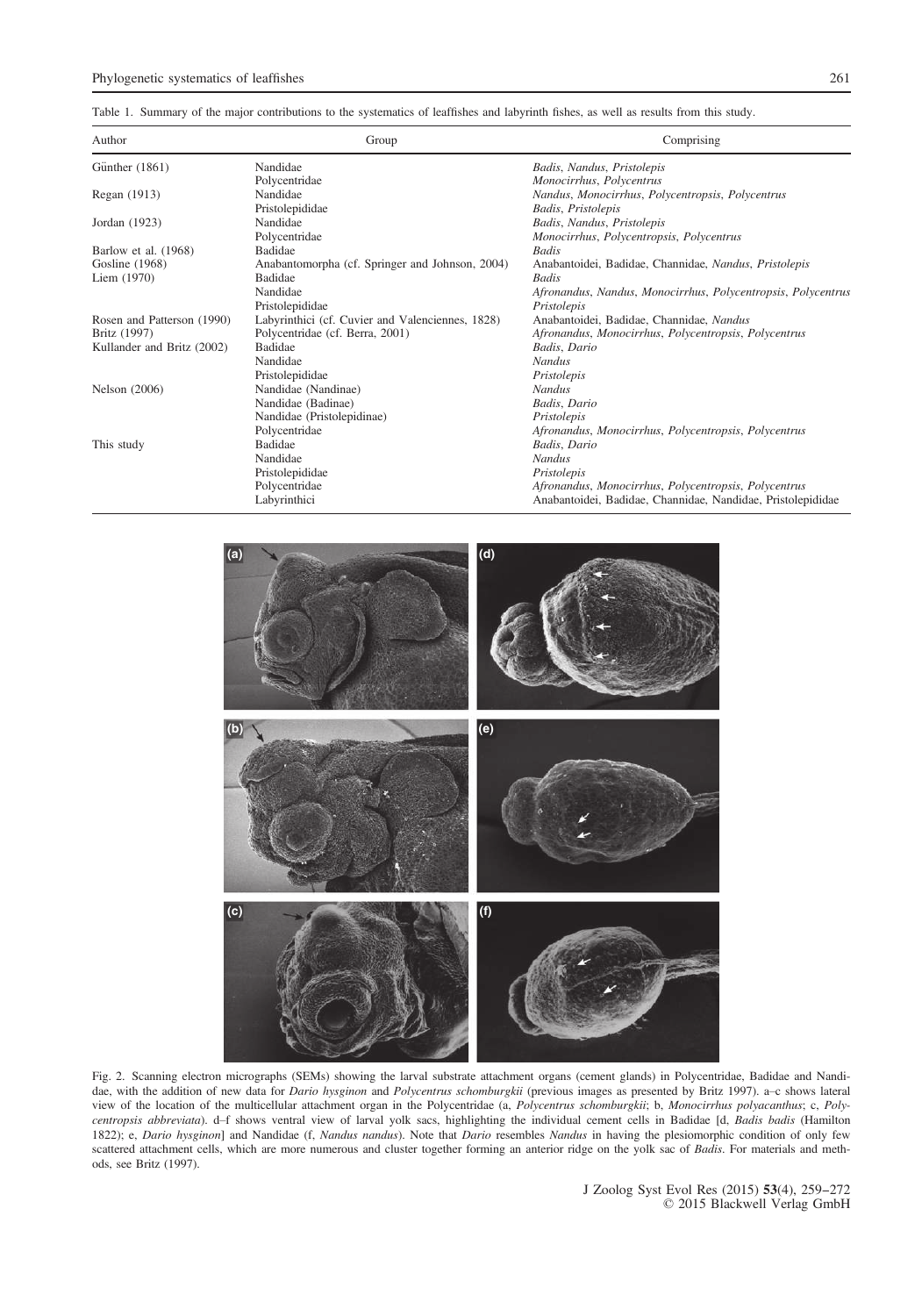Table 1. Summary of the major contributions to the systematics of leaffishes and labyrinth fishes, as well as results from this study.

| Author | Group | Comprising |
|---|---|---|
| Günther (1861) | Nandidae | *Badis*, *Nandus*, *Pristolepis* |
| | Polycentridae | *Monocirrhus*, *Polycentrus* |
| Regan (1913) | Nandidae | *Nandus*, *Monocirrhus*, *Polycentropsis*, *Polycentrus* |
| | Pristolepididae | *Badis*, *Pristolepis* |
| Jordan (1923) | Nandidae | *Badis*, *Nandus*, *Pristolepis* |
| | Polycentridae | *Monocirrhus*, *Polycentropsis*, *Polycentrus* |
| Barlow et al. (1968) | Badidae | *Badis* |
| Gosline (1968) | Anabantomorpha (cf. Springer and Johnson, 2004) | Anabantoidei, Badidae, Channidae, *Nandus*, *Pristolepis* |
| Liem (1970) | Badidae | *Badis* |
| | Nandidae | *Afronandus*, *Nandus*, *Monocirrhus*, *Polycentropsis*, *Polycentrus* |
| | Pristolepididae | *Pristolepis* |
| Rosen and Patterson (1990) | Labyrinthici (cf. Cuvier and Valenciennes, 1828) | Anabantoidei, Badidae, Channidae, *Nandus* |
| Britz (1997) | Polycentridae (cf. Berra, 2001) | *Afronandus*, *Monocirrhus*, *Polycentropsis*, *Polycentrus* |
| Kullander and Britz (2002) | Badidae | *Badis*, *Dario* |
| | Nandidae | *Nandus* |
| | Pristolepididae | *Pristolepis* |
| Nelson (2006) | Nandidae (Nandinae) | *Nandus* |
| | Nandidae (Badinae) | *Badis*, *Dario* |
| | Nandidae (Pristolepidinae) | *Pristolepis* |
| | Polycentridae | *Afronandus*, *Monocirrhus*, *Polycentropsis*, *Polycentrus* |
| This study | Badidae | *Badis*, *Dario* |
| | Nandidae | *Nandus* |
| | Pristolepididae | *Pristolepis* |
| | Polycentridae | *Afronandus*, *Monocirrhus*, *Polycentropsis*, *Polycentrus* |
| | Labyrinthici | Anabantoidei, Badidae, Channidae, Nandidae, Pristolepididae |

Fig. 2. Scanning electron micrographs (SEMs) showing the larval substrate attachment organs (cement glands) in Polycentridae, Badidae and Nandidae, with the addition of new data for *Dario hysginon* and *Polycentrus schomburgkii* (previous images as presented by Britz 1997). a–c shows lateral view of the location of the multicellular attachment organ in the Polycentridae (a, *Polycentrus schomburgkii*; b, *Monocirrhus polyacanthus*; c, *Polycentropsis abbreviata*). d–f shows ventral view of larval yolk sacs, highlighting the individual cement cells in Badidae [d, *Badis badis* (Hamilton 1822); e, *Dario hysginon*] and Nandidae (f, *Nandus nandus*). Note that *Dario* resembles *Nandus* in having the plesiomorphic condition of only few scattered attachment cells, which are more numerous and cluster together forming an anterior ridge on the yolk sac of *Badis*. For materials and methods, see Britz (1997).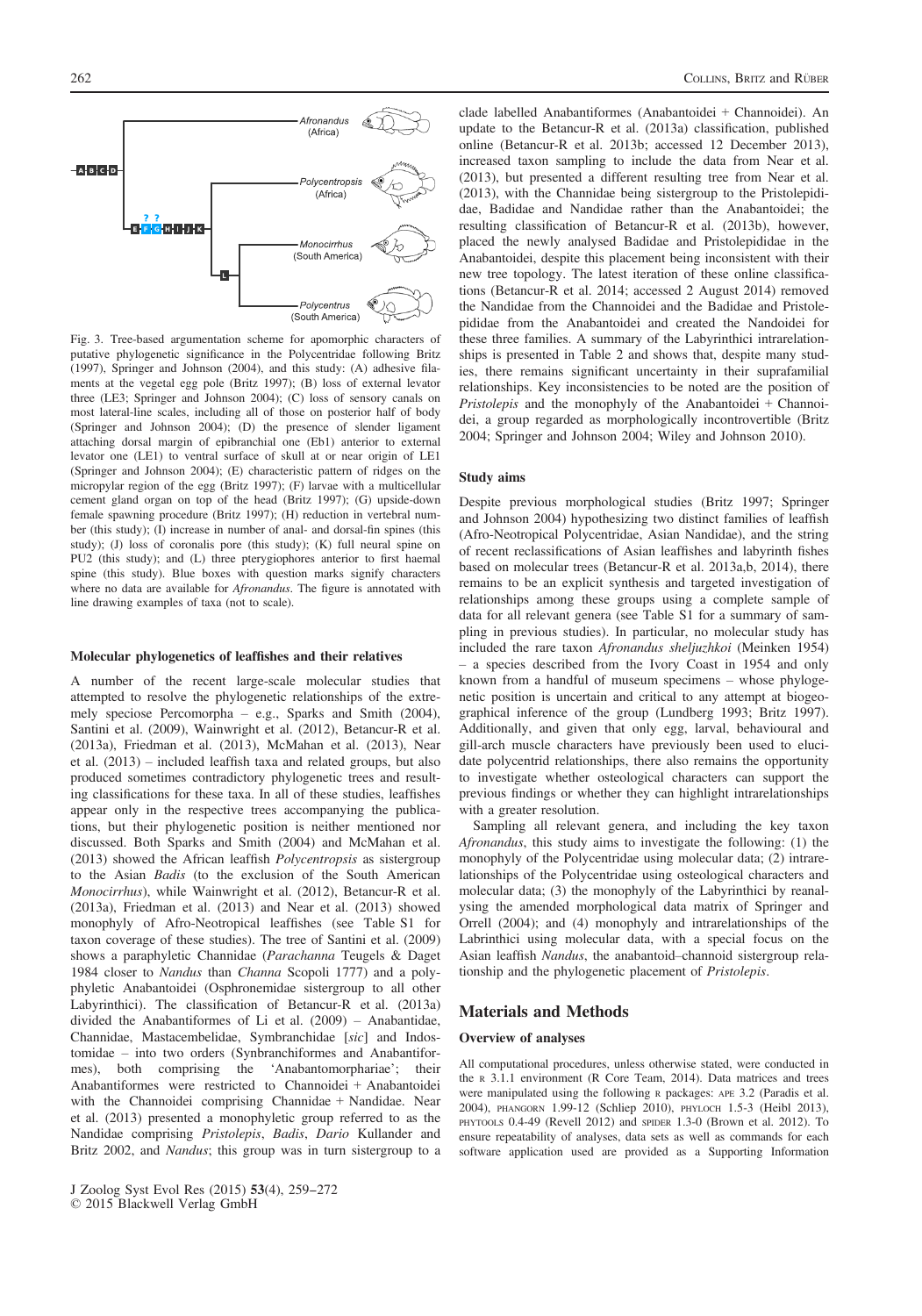Fig. 3. Tree-based argumentation scheme for apomorphic characters of putative phylogenetic significance in the Polycentridae following Britz (1997), Springer and Johnson (2004), and this study: (A) adhesive filaments at the vegetal egg pole (Britz 1997); (B) loss of external levator three (LE3; Springer and Johnson 2004); (C) loss of sensory canals on most lateral-line scales, including all of those on posterior half of body (Springer and Johnson 2004); (D) the presence of slender ligament attaching dorsal margin of epibranchial one (Eb1) anterior to external levator one (LE1) to ventral surface of skull at or near origin of LE1 (Springer and Johnson 2004); (E) characteristic pattern of ridges on the micropylar region of the egg (Britz 1997); (F) larvae with a multicellular cement gland organ on top of the head (Britz 1997); (G) upside-down female spawning procedure (Britz 1997); (H) reduction in vertebral number (this study); (I) increase in number of anal- and dorsal-fin spines (this study); (J) loss of coronalis pore (this study); (K) full neural spine on PU2 (this study); and (L) three pterygiophores anterior to first haemal spine (this study). Blue boxes with question marks signify characters where no data are available for *Afronandus*. The figure is annotated with line drawing examples of taxa (not to scale).

### Molecular phylogenetics of leaffishes and their relatives

A number of the recent large-scale molecular studies that attempted to resolve the phylogenetic relationships of the extremely speciose Percomorpha – e.g., Sparks and Smith (2004), Santini et al. (2009), Wainwright et al. (2012), Betancur-R et al. (2013a), Friedman et al. (2013), McMahan et al. (2013), Near et al. (2013) – included leaffish taxa and related groups, but also produced sometimes contradictory phylogenetic trees and resulting classifications for these taxa. In all of these studies, leaffishes appear only in the respective trees accompanying the publications, but their phylogenetic position is neither mentioned nor discussed. Both Sparks and Smith (2004) and McMahan et al. (2013) showed the African leaffish *Polycentropsis* as sistergroup to the Asian *Badis* (to the exclusion of the South American *Monocirrhus*), while Wainwright et al. (2012), Betancur-R et al. (2013a), Friedman et al. (2013) and Near et al. (2013) showed monophyly of Afro-Neotropical leaffishes (see Table S1 for taxon coverage of these studies). The tree of Santini et al. (2009) shows a paraphyletic Channidae (*Parachanna* Teugels & Daget 1984 closer to *Nandus* than *Channa* Scopoli 1777) and a polyphyletic Anabantoidei (Osphronemidae sistergroup to all other Labyrinthici). The classification of Betancur-R et al. (2013a) divided the Anabantiformes of Li et al. (2009) – Anabantidae, Channidae, Mastacembelidae, Symbranchidae [*sic*] and Indostomidae – into two orders (Synbranchiformes and Anabantiformes), both comprising the 'Anabantomorphariae'; their Anabantiformes were restricted to Channoidei + Anabantoidei with the Channoidei comprising Channidae + Nandidae. Near et al. (2013) presented a monophyletic group referred to as the Nandidae comprising *Pristolepis*, *Badis*, *Dario* Kullander and Britz 2002, and *Nandus*; this group was in turn sistergroup to a clade labelled Anabantiformes (Anabantoidei + Channoidei). An update to the Betancur-R et al. (2013a) classification, published online (Betancur-R et al. 2013b; accessed 12 December 2013), increased taxon sampling to include the data from Near et al. (2013), but presented a different resulting tree from Near et al. (2013), with the Channidae being sistergroup to the Pristolepididae, Badidae and Nandidae rather than the Anabantoidei; the resulting classification of Betancur-R et al. (2013b), however, placed the newly analysed Badidae and Pristolepididae in the Anabantoidei, despite this placement being inconsistent with their new tree topology. The latest iteration of these online classifications (Betancur-R et al. 2014; accessed 2 August 2014) removed the Nandidae from the Channoidei and the Badidae and Pristolepididae from the Anabantoidei and created the Nandoidei for these three families. A summary of the Labyrinthici intrarelationships is presented in Table 2 and shows that, despite many studies, there remains significant uncertainty in their suprafamilial relationships. Key inconsistencies to be noted are the position of *Pristolepis* and the monophyly of the Anabantoidei + Channoidei, a group regarded as morphologically incontrovertible (Britz 2004; Springer and Johnson 2004; Wiley and Johnson 2010).

### Study aims

Despite previous morphological studies (Britz 1997; Springer and Johnson 2004) hypothesizing two distinct families of leaffish (Afro-Neotropical Polycentridae, Asian Nandidae), and the string of recent reclassifications of Asian leaffishes and labyrinth fishes based on molecular trees (Betancur-R et al. 2013a,b, 2014), there remains to be an explicit synthesis and targeted investigation of relationships among these groups using a complete sample of data for all relevant genera (see Table S1 for a summary of sampling in previous studies). In particular, no molecular study has included the rare taxon *Afronandus sheljuzhkoi* (Meinken 1954) – a species described from the Ivory Coast in 1954 and only known from a handful of museum specimens – whose phylogenetic position is uncertain and critical to any attempt at biogeographical inference of the group (Lundberg 1993; Britz 1997). Additionally, and given that only egg, larval, behavioural and gill-arch muscle characters have previously been used to elucidate polycentrid relationships, there also remains the opportunity to investigate whether osteological characters can support the previous findings or whether they can highlight intrarelationships with a greater resolution.

Sampling all relevant genera, and including the key taxon *Afronandus*, this study aims to investigate the following: (1) the monophyly of the Polycentridae using molecular data; (2) intrarelationships of the Polycentridae using osteological characters and molecular data; (3) the monophyly of the Labyrinthici by reanalysing the amended morphological data matrix of Springer and Orrell (2004); and (4) monophyly and intrarelationships of the Labrinthici using molecular data, with a special focus on the Asian leaffish *Nandus*, the anabantoid–channoid sistergroup relationship and the phylogenetic placement of *Pristolepis*.

## Materials and Methods

### Overview of analyses

All computational procedures, unless otherwise stated, were conducted in the R 3.1.1 environment (R Core Team, 2014). Data matrices and trees were manipulated using the following R packages: APE 3.2 (Paradis et al. 2004), PHANGORN 1.99-12 (Schliep 2010), PHYLOCH 1.5-3 (Heibl 2013), PHYTOOLS 0.4-49 (Revell 2012) and SPIDER 1.3-0 (Brown et al. 2012). To ensure repeatability of analyses, data sets as well as commands for each software application used are provided as a Supporting Information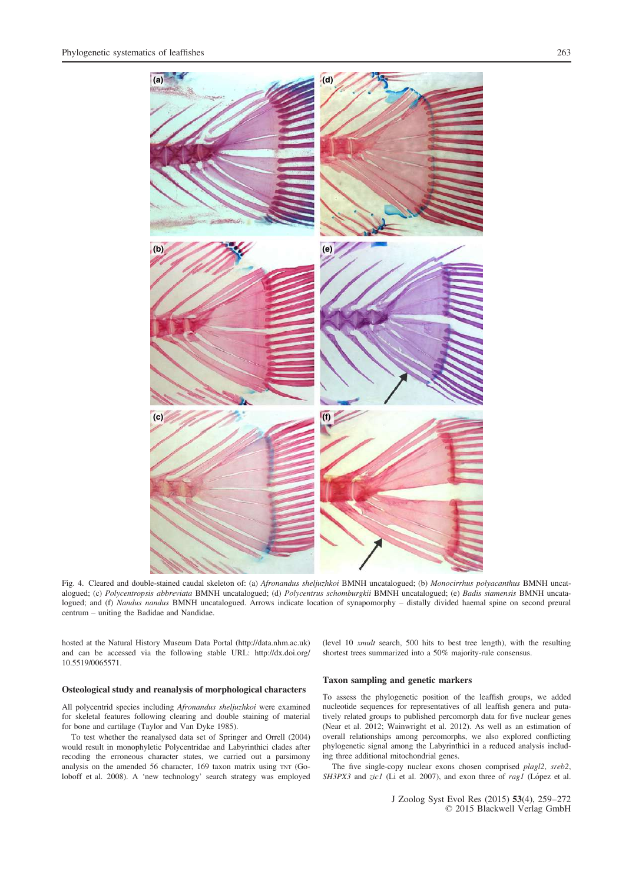Fig. 4. Cleared and double-stained caudal skeleton of: (a) *Afronandus sheljuzhkoi* BMNH uncatalogued; (b) *Monocirrhus polyacanthus* BMNH uncatalogued; (c) *Polycentropsis abbreviata* BMNH uncatalogued; (d) *Polycentrus schomburgkii* BMNH uncatalogued; (e) *Badis siamensis* BMNH uncatalogued; and (f) *Nandus nandus* BMNH uncatalogued. Arrows indicate location of synapomorphy – distally divided haemal spine on second preural centrum – uniting the Badidae and Nandidae.

hosted at the Natural History Museum Data Portal (http://data.nhm.ac.uk) and can be accessed via the following stable URL: http://dx.doi.org/10.5519/0065571.

### Osteological study and reanalysis of morphological characters

All polycentrid species including *Afronandus sheljuzhkoi* were examined for skeletal features following clearing and double staining of material for bone and cartilage (Taylor and Van Dyke 1985).

To test whether the reanalysed data set of Springer and Orrell (2004) would result in monophyletic Polycentridae and Labyrinthici clades after recoding the erroneous character states, we carried out a parsimony analysis on the amended 56 character, 169 taxon matrix using TNT (Goloboff et al. 2008). A 'new technology' search strategy was employed (level 10 *xmult* search, 500 hits to best tree length), with the resulting shortest trees summarized into a 50% majority-rule consensus.

### Taxon sampling and genetic markers

To assess the phylogenetic position of the leaffish groups, we added nucleotide sequences for representatives of all leaffish genera and putatively related groups to published percomorph data for five nuclear genes (Near et al. 2012; Wainwright et al. 2012). As well as an estimation of overall relationships among percomorphs, we also explored conflicting phylogenetic signal among the Labyrinthici in a reduced analysis including three additional mitochondrial genes.

The five single-copy nuclear exons chosen comprised *plagl2*, *sreb2*, *SH3PX3* and *zic1* (Li et al. 2007), and exon three of *rag1* (López et al.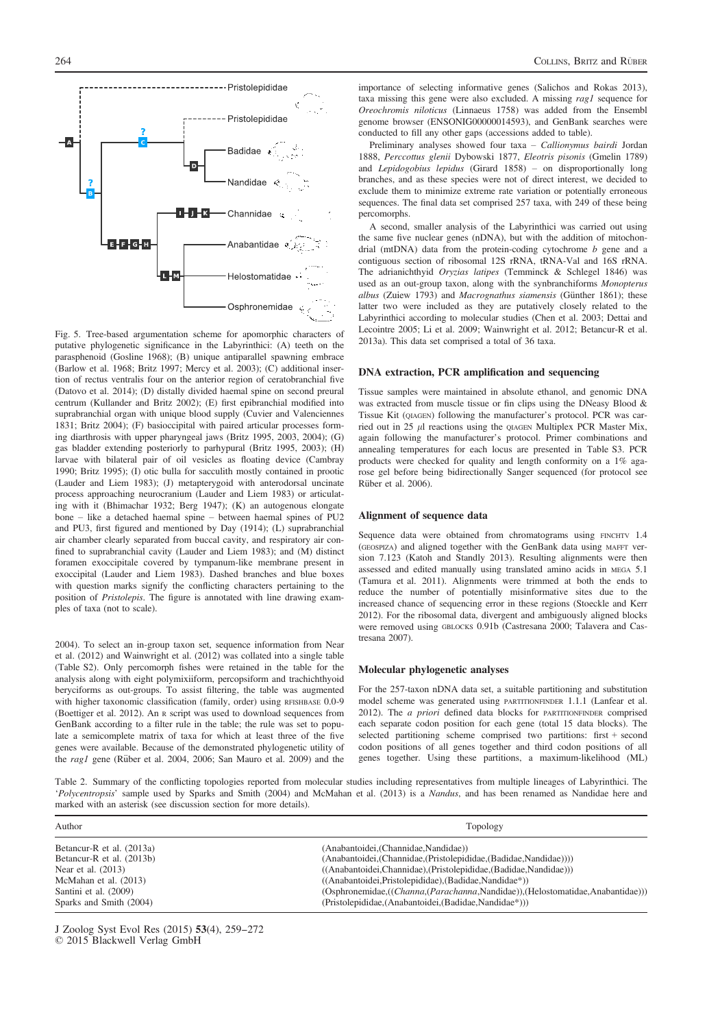Fig. 5. Tree-based argumentation scheme for apomorphic characters of putative phylogenetic significance in the Labyrinthici: (A) teeth on the parasphenoid (Gosline 1968); (B) unique antiparallel spawning embrace (Barlow et al. 1968; Britz 1997; Mercy et al. 2003); (C) additional insertion of rectus ventralis four on the anterior region of ceratobranchial five (Datovo et al. 2014); (D) distally divided haemal spine on second preural centrum (Kullander and Britz 2002); (E) first epibranchial modified into suprabranchial organ with unique blood supply (Cuvier and Valenciennes 1831; Britz 2004); (F) basioccipital with paired articular processes forming diarthrosis with upper pharyngeal jaws (Britz 1995, 2003, 2004); (G) gas bladder extending posteriorly to parhypural (Britz 1995, 2003); (H) larvae with bilateral pair of oil vesicles as floating device (Cambray 1990; Britz 1995); (I) otic bulla for sacculith mostly contained in prootic (Lauder and Liem 1983); (J) metapterygoid with anterodorsal uncinate process approaching neurocranium (Lauder and Liem 1983) or articulating with it (Bhimachar 1932; Berg 1947); (K) an autogenous elongate bone – like a detached haemal spine – between haemal spines of PU2 and PU3, first figured and mentioned by Day (1914); (L) suprabranchial air chamber clearly separated from buccal cavity, and respiratory air confined to suprabranchial cavity (Lauder and Liem 1983); and (M) distinct foramen exoccipitale covered by tympanum-like membrane present in exoccipital (Lauder and Liem 1983). Dashed branches and blue boxes with question marks signify the conflicting characters pertaining to the position of *Pristolepis*. The figure is annotated with line drawing examples of taxa (not to scale).

2004). To select an in-group taxon set, sequence information from Near et al. (2012) and Wainwright et al. (2012) was collated into a single table (Table S2). Only percomorph fishes were retained in the table for the analysis along with eight polymixiiform, percopsiform and trachichthyoid beryciforms as out-groups. To assist filtering, the table was augmented with higher taxonomic classification (family, order) using RFISHBASE 0.0-9 (Boettiger et al. 2012). An R script was used to download sequences from GenBank according to a filter rule in the table; the rule was set to populate a semicomplete matrix of taxa for which at least three of the five genes were available. Because of the demonstrated phylogenetic utility of the *rag1* gene (Rüber et al. 2004, 2006; San Mauro et al. 2009) and the importance of selecting informative genes (Salichos and Rokas 2013), taxa missing this gene were also excluded. A missing *rag1* sequence for *Oreochromis niloticus* (Linnaeus 1758) was added from the Ensembl genome browser (ENSONIG00000014593), and GenBank searches were conducted to fill any other gaps (accessions added to table).

Preliminary analyses showed four taxa – *Callionymus bairdi* Jordan 1888, *Perccottus glenii* Dybowski 1877, *Eleotris pisonis* (Gmelin 1789) and *Lepidogobius lepidus* (Girard 1858) – on disproportionally long branches, and as these species were not of direct interest, we decided to exclude them to minimize extreme rate variation or potentially erroneous sequences. The final data set comprised 257 taxa, with 249 of these being percomorphs.

A second, smaller analysis of the Labyrinthici was carried out using the same five nuclear genes (nDNA), but with the addition of mitochondrial (mtDNA) data from the protein-coding cytochrome *b* gene and a contiguous section of ribosomal 12S rRNA, tRNA-Val and 16S rRNA. The adrianichthyid *Oryzias latipes* (Temminck & Schlegel 1846) was used as an out-group taxon, along with the synbranchiforms *Monopterus albus* (Zuiew 1793) and *Macrognathus siamensis* (Günther 1861); these latter two were included as they are putatively closely related to the Labyrinthici according to molecular studies (Chen et al. 2003; Dettai and Lecointre 2005; Li et al. 2009; Wainwright et al. 2012; Betancur-R et al. 2013a). This data set comprised a total of 36 taxa.

## DNA extraction, PCR amplification and sequencing

Tissue samples were maintained in absolute ethanol, and genomic DNA was extracted from muscle tissue or fin clips using the DNeasy Blood & Tissue Kit (QIAGEN) following the manufacturer's protocol. PCR was carried out in 25 μl reactions using the QIAGEN Multiplex PCR Master Mix, again following the manufacturer's protocol. Primer combinations and annealing temperatures for each locus are presented in Table S3. PCR products were checked for quality and length conformity on a 1% agarose gel before being bidirectionally Sanger sequenced (for protocol see Rüber et al. 2006).

## Alignment of sequence data

Sequence data were obtained from chromatograms using FINCHTV 1.4 (GEOSPIZA) and aligned together with the GenBank data using MAFFT version 7.123 (Katoh and Standly 2013). Resulting alignments were then assessed and edited manually using translated amino acids in MEGA 5.1 (Tamura et al. 2011). Alignments were trimmed at both the ends to reduce the number of potentially misinformative sites due to the increased chance of sequencing error in these regions (Stoeckle and Kerr 2012). For the ribosomal data, divergent and ambiguously aligned blocks were removed using GBLOCKS 0.91b (Castresana 2000; Talavera and Castresana 2007).

## Molecular phylogenetic analyses

For the 257-taxon nDNA data set, a suitable partitioning and substitution model scheme was generated using PARTITIONFINDER 1.1.1 (Lanfear et al. 2012). The *a priori* defined data blocks for PARTITIONFINDER comprised each separate codon position for each gene (total 15 data blocks). The selected partitioning scheme comprised two partitions: first + second codon positions of all genes together and third codon positions of all genes together. Using these partitions, a maximum-likelihood (ML)

Table 2. Summary of the conflicting topologies reported from molecular studies including representatives from multiple lineages of Labyrinthici. The '*Polycentropsis*' sample used by Sparks and Smith (2004) and McMahan et al. (2013) is a *Nandus*, and has been renamed as Nandidae here and marked with an asterisk (see discussion section for more details).

| Author | Topology |
|---|---|
| Betancur-R et al. (2013a) | (Anabantoidei,(Channidae,Nandidae)) |
| Betancur-R et al. (2013b) | (Anabantoidei,(Channidae,(Pristolepididae,(Badidae,Nandidae)))) |
| Near et al. (2013) | ((Anabantoidei,Channidae),(Pristolepididae,(Badidae,Nandidae))) |
| McMahan et al. (2013) | ((Anabantoidei,Pristolepididae),(Badidae,Nandidae*)) |
| Santini et al. (2009) | (Osphronemidae,((*Channa*,(*Parachanna*,Nandidae)),(Helostomatidae,Anabantidae))) |
| Sparks and Smith (2004) | (Pristolepididae,(Anabantoidei,(Badidae,Nandidae*))) |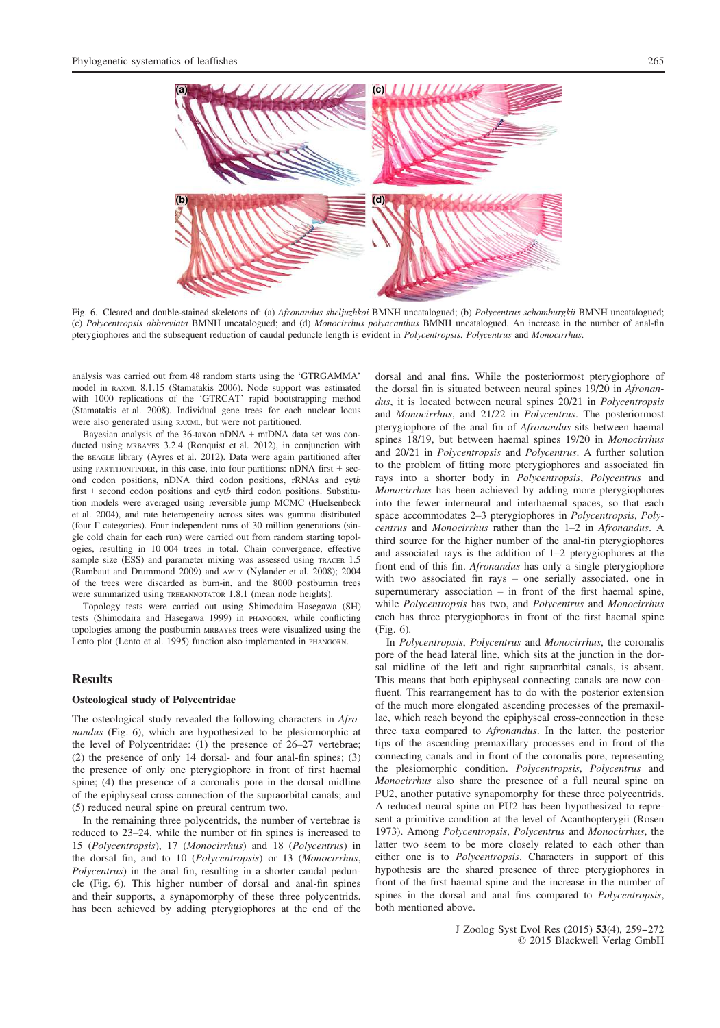Fig. 6. Cleared and double-stained skeletons of: (a) *Afronandus sheljuzhkoi* BMNH uncatalogued; (b) *Polycentrus schomburgkii* BMNH uncatalogued; (c) *Polycentropsis abbreviata* BMNH uncatalogued; and (d) *Monocirrhus polyacanthus* BMNH uncatalogued. An increase in the number of anal-fin pterygiophores and the subsequent reduction of caudal peduncle length is evident in *Polycentropsis*, *Polycentrus* and *Monocirrhus*.

analysis was carried out from 48 random starts using the 'GTRGAMMA' model in RAXML 8.1.15 (Stamatakis 2006). Node support was estimated with 1000 replications of the 'GTRCAT' rapid bootstrapping method (Stamatakis et al. 2008). Individual gene trees for each nuclear locus were also generated using RAXML, but were not partitioned.

Bayesian analysis of the 36-taxon nDNA + mtDNA data set was conducted using MRBAYES 3.2.4 (Ronquist et al. 2012), in conjunction with the BEAGLE library (Ayres et al. 2012). Data were again partitioned after using PARTITIONFINDER, in this case, into four partitions: nDNA first + second codon positions, nDNA third codon positions, rRNAs and cyt*b* first + second codon positions and cyt*b* third codon positions. Substitution models were averaged using reversible jump MCMC (Huelsenbeck et al. 2004), and rate heterogeneity across sites was gamma distributed (four Γ categories). Four independent runs of 30 million generations (single cold chain for each run) were carried out from random starting topologies, resulting in 10 004 trees in total. Chain convergence, effective sample size (ESS) and parameter mixing was assessed using TRACER 1.5 (Rambaut and Drummond 2009) and AWTY (Nylander et al. 2008); 2004 of the trees were discarded as burn-in, and the 8000 postburnin trees were summarized using TREEANNOTATOR 1.8.1 (mean node heights).

Topology tests were carried out using Shimodaira–Hasegawa (SH) tests (Shimodaira and Hasegawa 1999) in PHANGORN, while conflicting topologies among the postburnin MRBAYES trees were visualized using the Lento plot (Lento et al. 1995) function also implemented in PHANGORN.

## Results

### Osteological study of Polycentridae

The osteological study revealed the following characters in *Afronandus* (Fig. 6), which are hypothesized to be plesiomorphic at the level of Polycentridae: (1) the presence of 26–27 vertebrae; (2) the presence of only 14 dorsal- and four anal-fin spines; (3) the presence of only one pterygiophore in front of first haemal spine; (4) the presence of a coronalis pore in the dorsal midline of the epiphyseal cross-connection of the supraorbital canals; and (5) reduced neural spine on preural centrum two.

In the remaining three polycentrids, the number of vertebrae is reduced to 23–24, while the number of fin spines is increased to 15 (*Polycentropsis*), 17 (*Monocirrhus*) and 18 (*Polycentrus*) in the dorsal fin, and to 10 (*Polycentropsis*) or 13 (*Monocirrhus*, *Polycentrus*) in the anal fin, resulting in a shorter caudal peduncle (Fig. 6). This higher number of dorsal and anal-fin spines and their supports, a synapomorphy of these three polycentrids, has been achieved by adding pterygiophores at the end of the dorsal and anal fins. While the posteriormost pterygiophore of the dorsal fin is situated between neural spines 19/20 in *Afronandus*, it is located between neural spines 20/21 in *Polycentropsis* and *Monocirrhus*, and 21/22 in *Polycentrus*. The posteriormost pterygiophore of the anal fin of *Afronandus* sits between haemal spines 18/19, but between haemal spines 19/20 in *Monocirrhus* and 20/21 in *Polycentropsis* and *Polycentrus*. A further solution to the problem of fitting more pterygiophores and associated fin rays into a shorter body in *Polycentropsis*, *Polycentrus* and *Monocirrhus* has been achieved by adding more pterygiophores into the fewer interneural and interhaemal spaces, so that each space accommodates 2–3 pterygiophores in *Polycentropsis*, *Polycentrus* and *Monocirrhus* rather than the 1–2 in *Afronandus*. A third source for the higher number of the anal-fin pterygiophores and associated rays is the addition of 1–2 pterygiophores at the front end of this fin. *Afronandus* has only a single pterygiophore with two associated fin rays – one serially associated, one in supernumerary association – in front of the first haemal spine, while *Polycentropsis* has two, and *Polycentrus* and *Monocirrhus* each has three pterygiophores in front of the first haemal spine (Fig. 6).

In *Polycentropsis*, *Polycentrus* and *Monocirrhus*, the coronalis pore of the head lateral line, which sits at the junction in the dorsal midline of the left and right supraorbital canals, is absent. This means that both epiphyseal connecting canals are now confluent. This rearrangement has to do with the posterior extension of the much more elongated ascending processes of the premaxillae, which reach beyond the epiphyseal cross-connection in these three taxa compared to *Afronandus*. In the latter, the posterior tips of the ascending premaxillary processes end in front of the connecting canals and in front of the coronalis pore, representing the plesiomorphic condition. *Polycentropsis*, *Polycentrus* and *Monocirrhus* also share the presence of a full neural spine on PU2, another putative synapomorphy for these three polycentrids. A reduced neural spine on PU2 has been hypothesized to represent a primitive condition at the level of Acanthopterygii (Rosen 1973). Among *Polycentropsis*, *Polycentrus* and *Monocirrhus*, the latter two seem to be more closely related to each other than either one is to *Polycentropsis*. Characters in support of this hypothesis are the shared presence of three pterygiophores in front of the first haemal spine and the increase in the number of spines in the dorsal and anal fins compared to *Polycentropsis*, both mentioned above.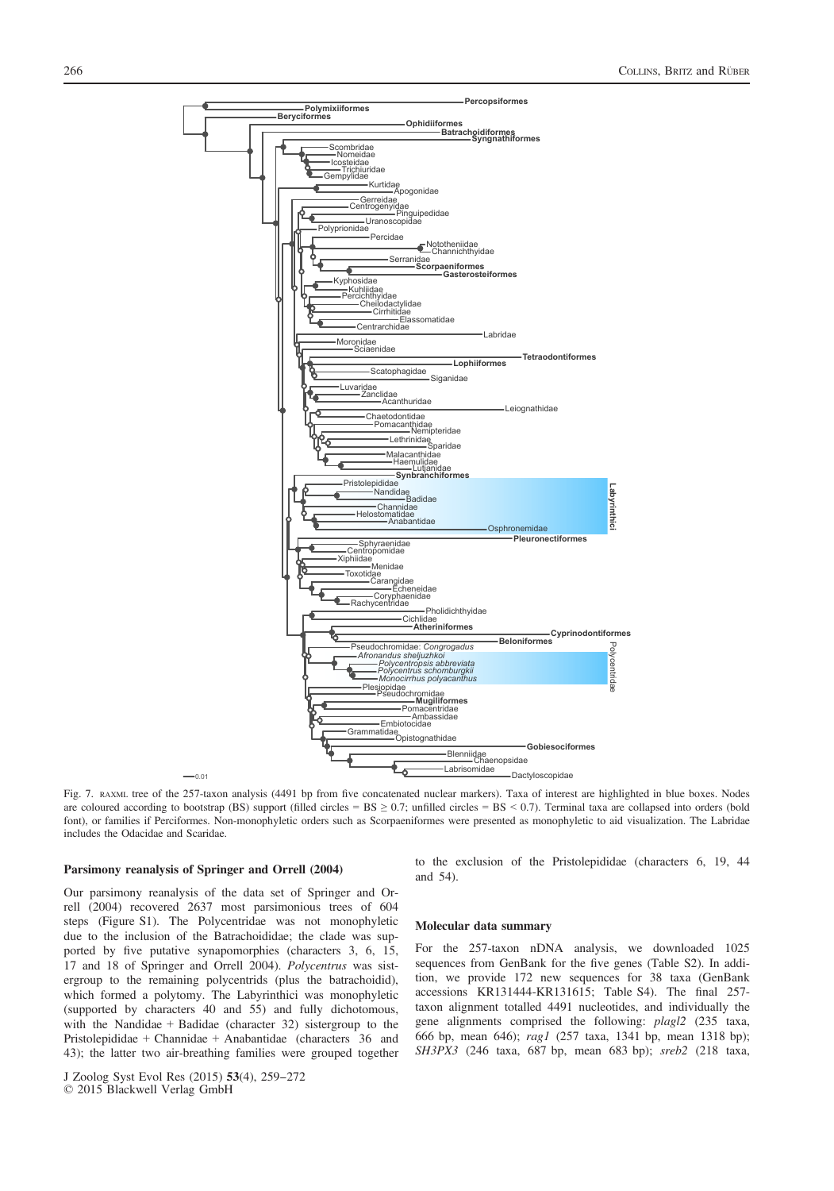Fig. 7. RAXML tree of the 257-taxon analysis (4491 bp from five concatenated nuclear markers). Taxa of interest are highlighted in blue boxes. Nodes are coloured according to bootstrap (BS) support (filled circles = BS ≥ 0.7; unfilled circles = BS < 0.7). Terminal taxa are collapsed into orders (bold font), or families if Perciformes. Non-monophyletic orders such as Scorpaeniformes were presented as monophyletic to aid visualization. The Labridae includes the Odacidae and Scaridae.

### Parsimony reanalysis of Springer and Orrell (2004)

Our parsimony reanalysis of the data set of Springer and Orrell (2004) recovered 2637 most parsimonious trees of 604 steps (Figure S1). The Polycentridae was not monophyletic due to the inclusion of the Batrachoididae; the clade was supported by five putative synapomorphies (characters 3, 6, 15, 17 and 18 of Springer and Orrell 2004). *Polycentrus* was sistergroup to the remaining polycentrids (plus the batrachoidid), which formed a polytomy. The Labyrinthici was monophyletic (supported by characters 40 and 55) and fully dichotomous, with the Nandidae + Badidae (character 32) sistergroup to the Pristolepididae + Channidae + Anabantidae (characters 36 and 43); the latter two air-breathing families were grouped together to the exclusion of the Pristolepididae (characters 6, 19, 44 and 54).

### Molecular data summary

For the 257-taxon nDNA analysis, we downloaded 1025 sequences from GenBank for the five genes (Table S2). In addition, we provide 172 new sequences for 38 taxa (GenBank accessions KR131444-KR131615; Table S4). The final 257-taxon alignment totalled 4491 nucleotides, and individually the gene alignments comprised the following: *plagl2* (235 taxa, 666 bp, mean 646); *rag1* (257 taxa, 1341 bp, mean 1318 bp); *SH3PX3* (246 taxa, 687 bp, mean 683 bp); *sreb2* (218 taxa,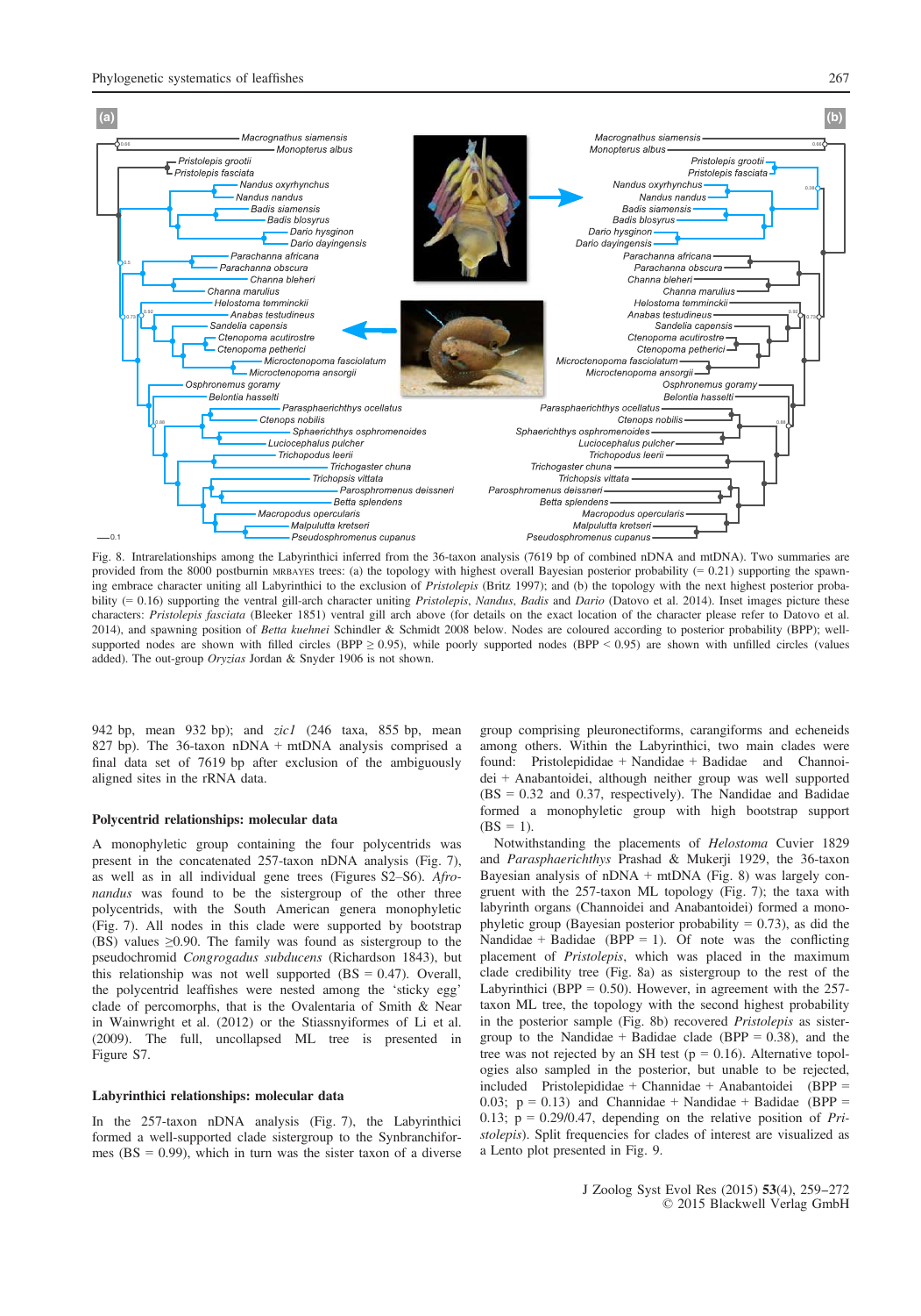Fig. 8. Intrarelationships among the Labyrinthici inferred from the 36-taxon analysis (7619 bp of combined nDNA and mtDNA). Two summaries are provided from the 8000 postburnin MRBAYES trees: (a) the topology with highest overall Bayesian posterior probability (= 0.21) supporting the spawning embrace character uniting all Labyrinthici to the exclusion of *Pristolepis* (Britz 1997); and (b) the topology with the next highest posterior probability (= 0.16) supporting the ventral gill-arch character uniting *Pristolepis*, *Nandus*, *Badis* and *Dario* (Datovo et al. 2014). Inset images picture these characters: *Pristolepis fasciata* (Bleeker 1851) ventral gill arch above (for details on the exact location of the character please refer to Datovo et al. 2014), and spawning position of *Betta kuehnei* Schindler & Schmidt 2008 below. Nodes are coloured according to posterior probability (BPP); well-supported nodes are shown with filled circles (BPP ≥ 0.95), while poorly supported nodes (BPP < 0.95) are shown with unfilled circles (values added). The out-group *Oryzias* Jordan & Snyder 1906 is not shown.

942 bp, mean 932 bp); and *zic1* (246 taxa, 855 bp, mean 827 bp). The 36-taxon nDNA + mtDNA analysis comprised a final data set of 7619 bp after exclusion of the ambiguously aligned sites in the rRNA data.

### Polycentrid relationships: molecular data

A monophyletic group containing the four polycentrids was present in the concatenated 257-taxon nDNA analysis (Fig. 7), as well as in all individual gene trees (Figures S2–S6). *Afronandus* was found to be the sistergroup of the other three polycentrids, with the South American genera monophyletic (Fig. 7). All nodes in this clade were supported by bootstrap (BS) values ≥0.90. The family was found as sistergroup to the pseudochromid *Congrogadus subducens* (Richardson 1843), but this relationship was not well supported (BS = 0.47). Overall, the polycentrid leaffishes were nested among the 'sticky egg' clade of percomorphs, that is the Ovalentaria of Smith & Near in Wainwright et al. (2012) or the Stiassnyiformes of Li et al. (2009). The full, uncollapsed ML tree is presented in Figure S7.

### Labyrinthici relationships: molecular data

In the 257-taxon nDNA analysis (Fig. 7), the Labyrinthici formed a well-supported clade sistergroup to the Synbranchiformes (BS = 0.99), which in turn was the sister taxon of a diverse group comprising pleuronectiforms, carangiforms and echeneids among others. Within the Labyrinthici, two main clades were found: Pristolepididae + Nandidae + Badidae and Channoidei + Anabantoidei, although neither group was well supported (BS = 0.32 and 0.37, respectively). The Nandidae and Badidae formed a monophyletic group with high bootstrap support (BS = 1).

Notwithstanding the placements of *Helostoma* Cuvier 1829 and *Parasphaerichthys* Prashad & Mukerji 1929, the 36-taxon Bayesian analysis of nDNA + mtDNA (Fig. 8) was largely congruent with the 257-taxon ML topology (Fig. 7); the taxa with labyrinth organs (Channoidei and Anabantoidei) formed a monophyletic group (Bayesian posterior probability = 0.73), as did the Nandidae + Badidae (BPP = 1). Of note was the conflicting placement of *Pristolepis*, which was placed in the maximum clade credibility tree (Fig. 8a) as sistergroup to the rest of the Labyrinthici (BPP = 0.50). However, in agreement with the 257-taxon ML tree, the topology with the second highest probability in the posterior sample (Fig. 8b) recovered *Pristolepis* as sistergroup to the Nandidae + Badidae clade (BPP = 0.38), and the tree was not rejected by an SH test (p = 0.16). Alternative topologies also sampled in the posterior, but unable to be rejected, included Pristolepididae + Channidae + Anabantoidei (BPP = 0.03; p = 0.13) and Channidae + Nandidae + Badidae (BPP = 0.13; p = 0.29/0.47, depending on the relative position of *Pristolepis*). Split frequencies for clades of interest are visualized as a Lento plot presented in Fig. 9.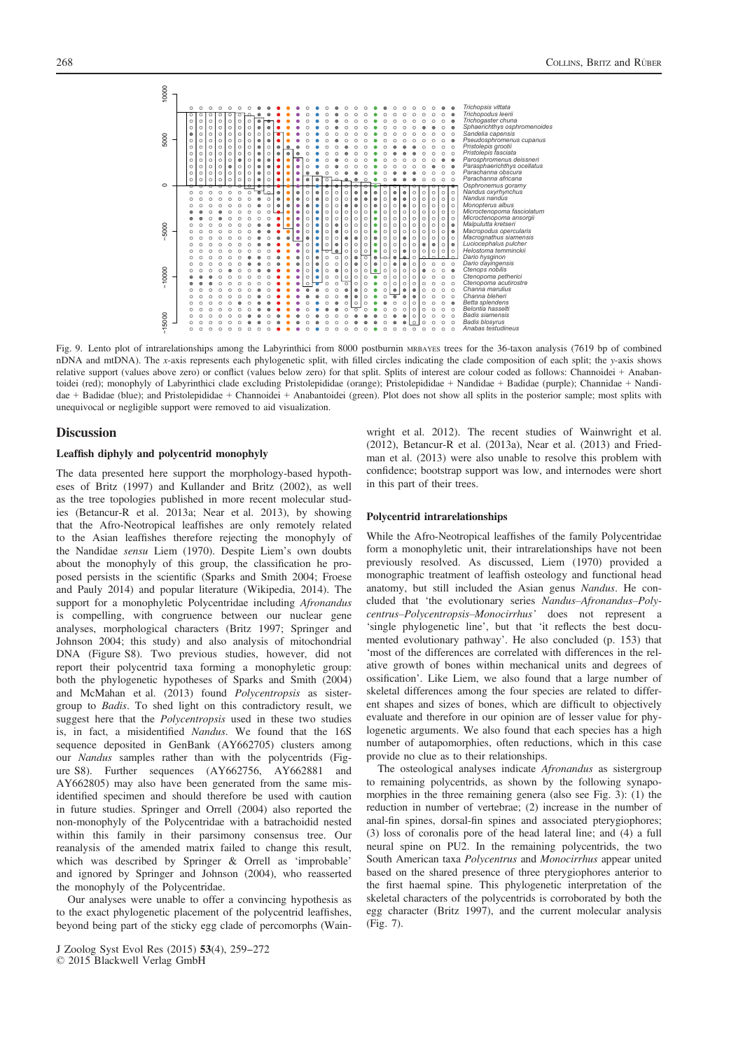Fig. 9. Lento plot of intrarelationships among the Labyrinthici from 8000 postburnin MRBAYES trees for the 36-taxon analysis (7619 bp of combined nDNA and mtDNA). The *x*-axis represents each phylogenetic split, with filled circles indicating the clade composition of each split; the *y*-axis shows relative support (values above zero) or conflict (values below zero) for that split. Splits of interest are colour coded as follows: Channoidei + Anabantoidei (red); monophyly of Labyrinthici clade excluding Pristolepididae (orange); Pristolepididae + Nandidae + Badidae (purple); Channidae + Nandidae + Badidae (blue); and Pristolepididae + Channoidei + Anabantoidei (green). Plot does not show all splits in the posterior sample; most splits with unequivocal or negligible support were removed to aid visualization.

## Discussion

### Leaffish diphyly and polycentrid monophyly

The data presented here support the morphology-based hypotheses of Britz (1997) and Kullander and Britz (2002), as well as the tree topologies published in more recent molecular studies (Betancur-R et al. 2013a; Near et al. 2013), by showing that the Afro-Neotropical leaffishes are only remotely related to the Asian leaffishes therefore rejecting the monophyly of the Nandidae *sensu* Liem (1970). Despite Liem's own doubts about the monophyly of this group, the classification he proposed persists in the scientific (Sparks and Smith 2004; Froese and Pauly 2014) and popular literature (Wikipedia, 2014). The support for a monophyletic Polycentridae including *Afronandus* is compelling, with congruence between our nuclear gene analyses, morphological characters (Britz 1997; Springer and Johnson 2004; this study) and also analysis of mitochondrial DNA (Figure S8). Two previous studies, however, did not report their polycentrid taxa forming a monophyletic group: both the phylogenetic hypotheses of Sparks and Smith (2004) and McMahan et al. (2013) found *Polycentropsis* as sistergroup to *Badis*. To shed light on this contradictory result, we suggest here that the *Polycentropsis* used in these two studies is, in fact, a misidentified *Nandus*. We found that the 16S sequence deposited in GenBank (AY662705) clusters among our *Nandus* samples rather than with the polycentrids (Figure S8). Further sequences (AY662756, AY662881 and AY662805) may also have been generated from the same misidentified specimen and should therefore be used with caution in future studies. Springer and Orrell (2004) also reported the non-monophyly of the Polycentridae with a batrachoidid nested within this family in their parsimony consensus tree. Our reanalysis of the amended matrix failed to change this result, which was described by Springer & Orrell as 'improbable' and ignored by Springer and Johnson (2004), who reasserted the monophyly of the Polycentridae.

Our analyses were unable to offer a convincing hypothesis as to the exact phylogenetic placement of the polycentrid leaffishes, beyond being part of the sticky egg clade of percomorphs (Wainwright et al. 2012). The recent studies of Wainwright et al. (2012), Betancur-R et al. (2013a), Near et al. (2013) and Friedman et al. (2013) were also unable to resolve this problem with confidence; bootstrap support was low, and internodes were short in this part of their trees.

### Polycentrid intrarelationships

While the Afro-Neotropical leaffishes of the family Polycentridae form a monophyletic unit, their intrarelationships have not been previously resolved. As discussed, Liem (1970) provided a monographic treatment of leaffish osteology and functional head anatomy, but still included the Asian genus *Nandus*. He concluded that 'the evolutionary series *Nandus*–*Afronandus*–*Polycentrus*–*Polycentropsis*–*Monocirrhus*' does not represent a 'single phylogenetic line', but that 'it reflects the best documented evolutionary pathway'. He also concluded (p. 153) that 'most of the differences are correlated with differences in the relative growth of bones within mechanical units and degrees of ossification'. Like Liem, we also found that a large number of skeletal differences among the four species are related to different shapes and sizes of bones, which are difficult to objectively evaluate and therefore in our opinion are of lesser value for phylogenetic arguments. We also found that each species has a high number of autapomorphies, often reductions, which in this case provide no clue as to their relationships.

The osteological analyses indicate *Afronandus* as sistergroup to remaining polycentrids, as shown by the following synapomorphies in the three remaining genera (also see Fig. 3): (1) the reduction in number of vertebrae; (2) increase in the number of anal-fin spines, dorsal-fin spines and associated pterygiophores; (3) loss of coronalis pore of the head lateral line; and (4) a full neural spine on PU2. In the remaining polycentrids, the two South American taxa *Polycentrus* and *Monocirrhus* appear united based on the shared presence of three pterygiophores anterior to the first haemal spine. This phylogenetic interpretation of the skeletal characters of the polycentrids is corroborated by both the egg character (Britz 1997), and the current molecular analysis (Fig. 7).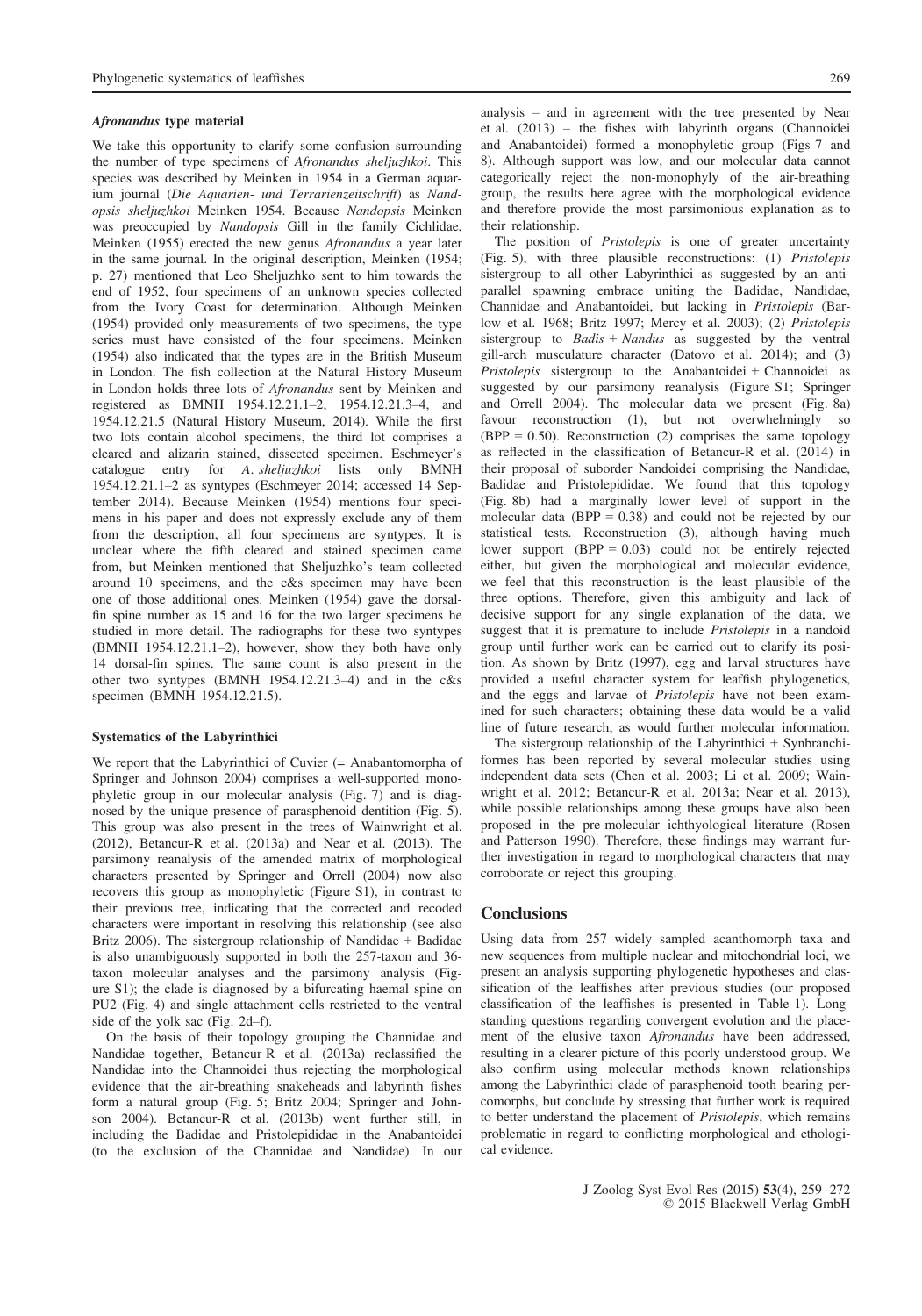#### *Afronandus* type material

We take this opportunity to clarify some confusion surrounding the number of type specimens of *Afronandus sheljuzhkoi*. This species was described by Meinken in 1954 in a German aquarium journal (*Die Aquarien- und Terrarienzeitschrift*) as *Nandopsis sheljuzhkoi* Meinken 1954. Because *Nandopsis* Meinken was preoccupied by *Nandopsis* Gill in the family Cichlidae, Meinken (1955) erected the new genus *Afronandus* a year later in the same journal. In the original description, Meinken (1954; p. 27) mentioned that Leo Sheljuzhko sent to him towards the end of 1952, four specimens of an unknown species collected from the Ivory Coast for determination. Although Meinken (1954) provided only measurements of two specimens, the type series must have consisted of the four specimens. Meinken (1954) also indicated that the types are in the British Museum in London. The fish collection at the Natural History Museum in London holds three lots of *Afronandus* sent by Meinken and registered as BMNH 1954.12.21.1–2, 1954.12.21.3–4, and 1954.12.21.5 (Natural History Museum, 2014). While the first two lots contain alcohol specimens, the third lot comprises a cleared and alizarin stained, dissected specimen. Eschmeyer's catalogue entry for *A. sheljuzhkoi* lists only BMNH 1954.12.21.1–2 as syntypes (Eschmeyer 2014; accessed 14 September 2014). Because Meinken (1954) mentions four specimens in his paper and does not expressly exclude any of them from the description, all four specimens are syntypes. It is unclear where the fifth cleared and stained specimen came from, but Meinken mentioned that Sheljuzhko's team collected around 10 specimens, and the c&s specimen may have been one of those additional ones. Meinken (1954) gave the dorsal-fin spine number as 15 and 16 for the two larger specimens he studied in more detail. The radiographs for these two syntypes (BMNH 1954.12.21.1–2), however, show they both have only 14 dorsal-fin spines. The same count is also present in the other two syntypes (BMNH 1954.12.21.3–4) and in the c&s specimen (BMNH 1954.12.21.5).

#### Systematics of the Labyrinthici

We report that the Labyrinthici of Cuvier (= Anabantomorpha of Springer and Johnson 2004) comprises a well-supported monophyletic group in our molecular analysis (Fig. 7) and is diagnosed by the unique presence of parasphenoid dentition (Fig. 5). This group was also present in the trees of Wainwright et al. (2012), Betancur-R et al. (2013a) and Near et al. (2013). The parsimony reanalysis of the amended matrix of morphological characters presented by Springer and Orrell (2004) now also recovers this group as monophyletic (Figure S1), in contrast to their previous tree, indicating that the corrected and recoded characters were important in resolving this relationship (see also Britz 2006). The sistergroup relationship of Nandidae + Badidae is also unambiguously supported in both the 257-taxon and 36-taxon molecular analyses and the parsimony analysis (Figure S1); the clade is diagnosed by a bifurcating haemal spine on PU2 (Fig. 4) and single attachment cells restricted to the ventral side of the yolk sac (Fig. 2d–f).

On the basis of their topology grouping the Channidae and Nandidae together, Betancur-R et al. (2013a) reclassified the Nandidae into the Channoidei thus rejecting the morphological evidence that the air-breathing snakeheads and labyrinth fishes form a natural group (Fig. 5; Britz 2004; Springer and Johnson 2004). Betancur-R et al. (2013b) went further still, in including the Badidae and Pristolepididae in the Anabantoidei (to the exclusion of the Channidae and Nandidae). In our analysis – and in agreement with the tree presented by Near et al. (2013) – the fishes with labyrinth organs (Channoidei and Anabantoidei) formed a monophyletic group (Figs 7 and 8). Although support was low, and our molecular data cannot categorically reject the non-monophyly of the air-breathing group, the results here agree with the morphological evidence and therefore provide the most parsimonious explanation as to their relationship.

The position of *Pristolepis* is one of greater uncertainty (Fig. 5), with three plausible reconstructions: (1) *Pristolepis* sistergroup to all other Labyrinthici as suggested by an anti-parallel spawning embrace uniting the Badidae, Nandidae, Channidae and Anabantoidei, but lacking in *Pristolepis* (Barlow et al. 1968; Britz 1997; Mercy et al. 2003); (2) *Pristolepis* sistergroup to *Badis* + *Nandus* as suggested by the ventral gill-arch musculature character (Datovo et al. 2014); and (3) *Pristolepis* sistergroup to the Anabantoidei + Channoidei as suggested by our parsimony reanalysis (Figure S1; Springer and Orrell 2004). The molecular data we present (Fig. 8a) favour reconstruction (1), but not overwhelmingly so (BPP = 0.50). Reconstruction (2) comprises the same topology as reflected in the classification of Betancur-R et al. (2014) in their proposal of suborder Nandoidei comprising the Nandidae, Badidae and Pristolepididae. We found that this topology (Fig. 8b) had a marginally lower level of support in the molecular data (BPP = 0.38) and could not be rejected by our statistical tests. Reconstruction (3), although having much lower support (BPP = 0.03) could not be entirely rejected either, but given the morphological and molecular evidence, we feel that this reconstruction is the least plausible of the three options. Therefore, given this ambiguity and lack of decisive support for any single explanation of the data, we suggest that it is premature to include *Pristolepis* in a nandoid group until further work can be carried out to clarify its position. As shown by Britz (1997), egg and larval structures have provided a useful character system for leaffish phylogenetics, and the eggs and larvae of *Pristolepis* have not been examined for such characters; obtaining these data would be a valid line of future research, as would further molecular information.

The sistergroup relationship of the Labyrinthici + Synbranchiformes has been reported by several molecular studies using independent data sets (Chen et al. 2003; Li et al. 2009; Wainwright et al. 2012; Betancur-R et al. 2013a; Near et al. 2013), while possible relationships among these groups have also been proposed in the pre-molecular ichthyological literature (Rosen and Patterson 1990). Therefore, these findings may warrant further investigation in regard to morphological characters that may corroborate or reject this grouping.

## Conclusions

Using data from 257 widely sampled acanthomorph taxa and new sequences from multiple nuclear and mitochondrial loci, we present an analysis supporting phylogenetic hypotheses and classification of the leaffishes after previous studies (our proposed classification of the leaffishes is presented in Table 1). Long-standing questions regarding convergent evolution and the placement of the elusive taxon *Afronandus* have been addressed, resulting in a clearer picture of this poorly understood group. We also confirm using molecular methods known relationships among the Labyrinthici clade of parasphenoid tooth bearing percomorphs, but conclude by stressing that further work is required to better understand the placement of *Pristolepis*, which remains problematic in regard to conflicting morphological and ethological evidence.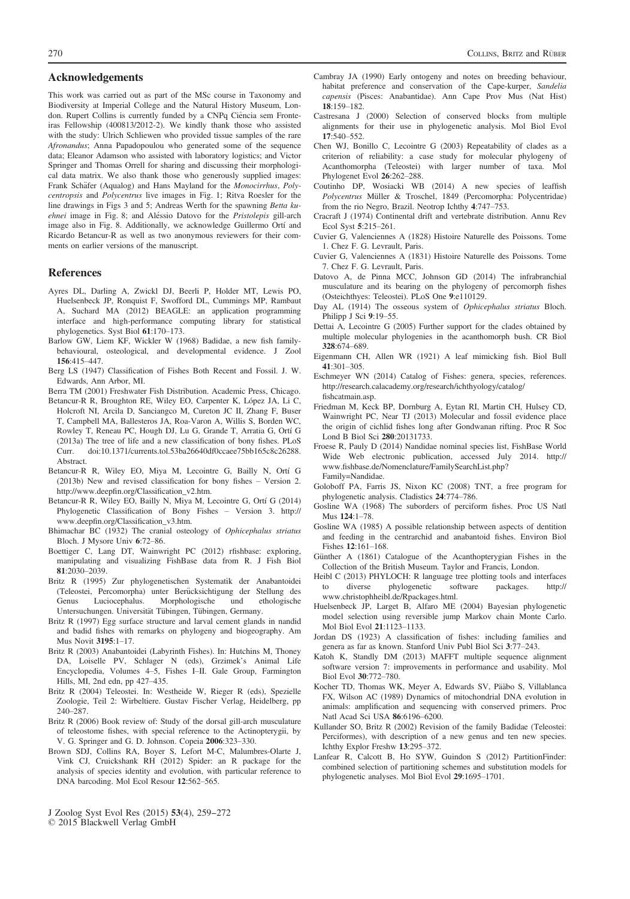## Acknowledgements

This work was carried out as part of the MSc course in Taxonomy and Biodiversity at Imperial College and the Natural History Museum, London. Rupert Collins is currently funded by a CNPq Ciência sem Fronteiras Fellowship (400813/2012-2). We kindly thank those who assisted with the study: Ulrich Schliewen who provided tissue samples of the rare *Afronandus*; Anna Papadopoulou who generated some of the sequence data; Eleanor Adamson who assisted with laboratory logistics; and Victor Springer and Thomas Orrell for sharing and discussing their morphological data matrix. We also thank those who generously supplied images: Frank Schäfer (Aqualog) and Hans Mayland for the *Monocirrhus*, *Polycentropsis* and *Polycentrus* live images in Fig. 1; Ritva Roesler for the line drawings in Figs 3 and 5; Andreas Werth for the spawning *Betta kuehnei* image in Fig. 8; and Aléssio Datovo for the *Pristolepis* gill-arch image also in Fig. 8. Additionally, we acknowledge Guillermo Ortí and Ricardo Betancur-R as well as two anonymous reviewers for their comments on earlier versions of the manuscript.

## References

Ayres DL, Darling A, Zwickl DJ, Beerli P, Holder MT, Lewis PO, Huelsenbeck JP, Ronquist F, Swofford DL, Cummings MP, Rambaut A, Suchard MA (2012) BEAGLE: an application programming interface and high-performance computing library for statistical phylogenetics. Syst Biol **61**:170–173.

Barlow GW, Liem KF, Wickler W (1968) Badidae, a new fish family-behavioural, osteological, and developmental evidence. J Zool **156**:415–447.

Berg LS (1947) Classification of Fishes Both Recent and Fossil. J. W. Edwards, Ann Arbor, MI.

Berra TM (2001) Freshwater Fish Distribution. Academic Press, Chicago.

Betancur-R R, Broughton RE, Wiley EO, Carpenter K, López JA, Li C, Holcroft NI, Arcila D, Sanciangco M, Cureton JC II, Zhang F, Buser T, Campbell MA, Ballesteros JA, Roa-Varon A, Willis S, Borden WC, Rowley T, Reneau PC, Hough DJ, Lu G, Grande T, Arratia G, Ortí G (2013a) The tree of life and a new classification of bony fishes. PLoS Curr. doi:10.1371/currents.tol.53ba26640df0ccaee75bb165c8c26288. Abstract.

Betancur-R R, Wiley EO, Miya M, Lecointre G, Bailly N, Ortí G (2013b) New and revised classification for bony fishes – Version 2. http://www.deepfin.org/Classification_v2.htm.

Betancur-R R, Wiley EO, Bailly N, Miya M, Lecointre G, Ortí G (2014) Phylogenetic Classification of Bony Fishes – Version 3. http://www.deepfin.org/Classification_v3.htm.

Bhimachar BC (1932) The cranial osteology of *Ophicephalus striatus* Bloch. J Mysore Univ **6**:72–86.

Boettiger C, Lang DT, Wainwright PC (2012) rfishbase: exploring, manipulating and visualizing FishBase data from R. J Fish Biol **81**:2030–2039.

Britz R (1995) Zur phylogenetischen Systematik der Anabantoidei (Teleostei, Percomorpha) unter Berücksichtigung der Stellung des Genus Luciocephalus. Morphologische und ethologische Untersuchungen. Universität Tübingen, Tübingen, Germany.

Britz R (1997) Egg surface structure and larval cement glands in nandid and badid fishes with remarks on phylogeny and biogeography. Am Mus Novit **3195**:1–17.

Britz R (2003) Anabantoidei (Labyrinth Fishes). In: Hutchins M, Thoney DA, Loiselle PV, Schlager N (eds), Grzimek's Animal Life Encyclopedia, Volumes 4–5, Fishes I–II. Gale Group, Farmington Hills, MI, 2nd edn, pp 427–435.

Britz R (2004) Teleostei. In: Westheide W, Rieger R (eds), Spezielle Zoologie, Teil 2: Wirbeltiere. Gustav Fischer Verlag, Heidelberg, pp 240–287.

Britz R (2006) Book review of: Study of the dorsal gill-arch musculature of teleostome fishes, with special reference to the Actinopterygii, by V. G. Springer and G. D. Johnson. Copeia **2006**:323–330.

Brown SDJ, Collins RA, Boyer S, Lefort M-C, Malumbres-Olarte J, Vink CJ, Cruickshank RH (2012) Spider: an R package for the analysis of species identity and evolution, with particular reference to DNA barcoding. Mol Ecol Resour **12**:562–565.

Cambray JA (1990) Early ontogeny and notes on breeding behaviour, habitat preference and conservation of the Cape-kurper, *Sandelia capensis* (Pisces: Anabantidae). Ann Cape Prov Mus (Nat Hist) **18**:159–182.

Castresana J (2000) Selection of conserved blocks from multiple alignments for their use in phylogenetic analysis. Mol Biol Evol **17**:540–552.

Chen WJ, Bonillo C, Lecointre G (2003) Repeatability of clades as a criterion of reliability: a case study for molecular phylogeny of Acanthomorpha (Teleostei) with larger number of taxa. Mol Phylogenet Evol **26**:262–288.

Coutinho DP, Wosiacki WB (2014) A new species of leaffish *Polycentrus* Müller & Troschel, 1849 (Percomorpha: Polycentridae) from the rio Negro, Brazil. Neotrop Ichthy **4**:747–753.

Cracraft J (1974) Continental drift and vertebrate distribution. Annu Rev Ecol Syst **5**:215–261.

Cuvier G, Valenciennes A (1828) Histoire Naturelle des Poissons. Tome 1. Chez F. G. Levrault, Paris.

Cuvier G, Valenciennes A (1831) Histoire Naturelle des Poissons. Tome 7. Chez F. G. Levrault, Paris.

Datovo A, de Pinna MCC, Johnson GD (2014) The infrabranchial musculature and its bearing on the phylogeny of percomorph fishes (Osteichthyes: Teleostei). PLoS One **9**:e110129.

Day AL (1914) The osseous system of *Ophicephalus striatus* Bloch. Philipp J Sci **9**:19–55.

Dettai A, Lecointre G (2005) Further support for the clades obtained by multiple molecular phylogenies in the acanthomorph bush. CR Biol **328**:674–689.

Eigenmann CH, Allen WR (1921) A leaf mimicking fish. Biol Bull **41**:301–305.

Eschmeyer WN (2014) Catalog of Fishes: genera, species, references. http://research.calacademy.org/research/ichthyology/catalog/fishcatmain.asp.

Friedman M, Keck BP, Dornburg A, Eytan RI, Martin CH, Hulsey CD, Wainwright PC, Near TJ (2013) Molecular and fossil evidence place the origin of cichlid fishes long after Gondwanan rifting. Proc R Soc Lond B Biol Sci **280**:20131733.

Froese R, Pauly D (2014) Nandidae nominal species list, FishBase World Wide Web electronic publication, accessed July 2014. http://www.fishbase.de/Nomenclature/FamilySearchList.php?Family=Nandidae.

Goloboff PA, Farris JS, Nixon KC (2008) TNT, a free program for phylogenetic analysis. Cladistics **24**:774–786.

Gosline WA (1968) The suborders of perciform fishes. Proc US Natl Mus **124**:1–78.

Gosline WA (1985) A possible relationship between aspects of dentition and feeding in the centrarchid and anabantoid fishes. Environ Biol Fishes **12**:161–168.

Günther A (1861) Catalogue of the Acanthopterygian Fishes in the Collection of the British Museum. Taylor and Francis, London.

Heibl C (2013) PHYLOCH: R language tree plotting tools and interfaces to diverse phylogenetic software packages. http://www.christophheibl.de/Rpackages.html.

Huelsenbeck JP, Larget B, Alfaro ME (2004) Bayesian phylogenetic model selection using reversible jump Markov chain Monte Carlo. Mol Biol Evol **21**:1123–1133.

Jordan DS (1923) A classification of fishes: including families and genera as far as known. Stanford Univ Publ Biol Sci **3**:77–243.

Katoh K, Standly DM (2013) MAFFT multiple sequence alignment software version 7: improvements in performance and usability. Mol Biol Evol **30**:772–780.

Kocher TD, Thomas WK, Meyer A, Edwards SV, Pääbo S, Villablanca FX, Wilson AC (1989) Dynamics of mitochondrial DNA evolution in animals: amplification and sequencing with conserved primers. Proc Natl Acad Sci USA **86**:6196–6200.

Kullander SO, Britz R (2002) Revision of the family Badidae (Teleostei: Perciformes), with description of a new genus and ten new species. Ichthy Explor Freshw **13**:295–372.

Lanfear R, Calcott B, Ho SYW, Guindon S (2012) PartitionFinder: combined selection of partitioning schemes and substitution models for phylogenetic analyses. Mol Biol Evol **29**:1695–1701.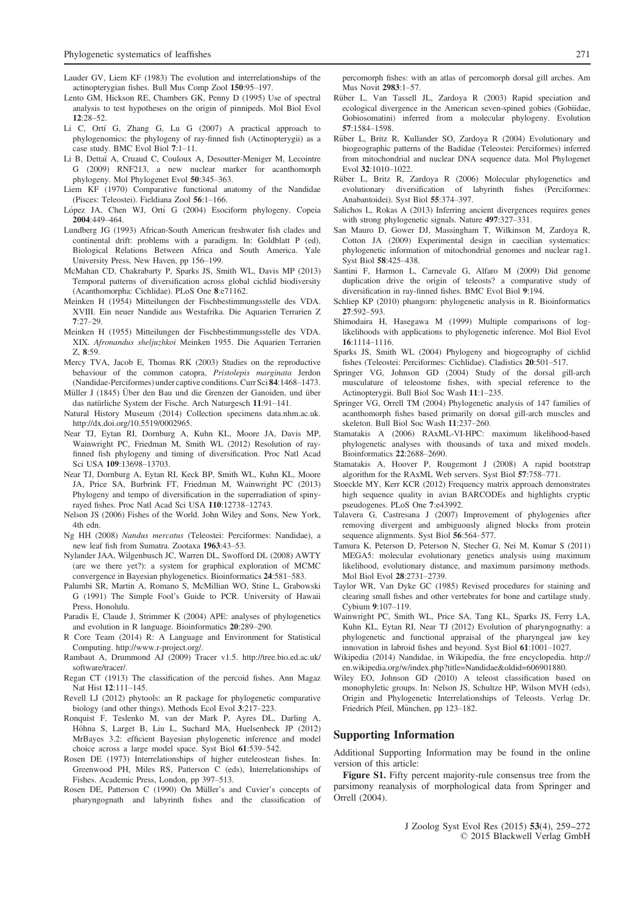Lauder GV, Liem KF (1983) The evolution and interrelationships of the actinopterygian fishes. Bull Mus Comp Zool **150**:95–197.

Lento GM, Hickson RE, Chambers GK, Penny D (1995) Use of spectral analysis to test hypotheses on the origin of pinnipeds. Mol Biol Evol **12**:28–52.

Li C, Ortí G, Zhang G, Lu G (2007) A practical approach to phylogenomics: the phylogeny of ray-finned fish (Actinopterygii) as a case study. BMC Evol Biol **7**:1–11.

Li B, Dettaï A, Cruaud C, Couloux A, Desoutter-Meniger M, Lecointre G (2009) RNF213, a new nuclear marker for acanthomorph phylogeny. Mol Phylogenet Evol **50**:345–363.

Liem KF (1970) Comparative functional anatomy of the Nandidae (Pisces: Teleostei). Fieldiana Zool **56**:1–166.

López JA, Chen WJ, Ortí G (2004) Esociform phylogeny. Copeia **2004**:449–464.

Lundberg JG (1993) African-South American freshwater fish clades and continental drift: problems with a paradigm. In: Goldblatt P (ed), Biological Relations Between Africa and South America. Yale University Press, New Haven, pp 156–199.

McMahan CD, Chakrabarty P, Sparks JS, Smith WL, Davis MP (2013) Temporal patterns of diversification across global cichlid biodiversity (Acanthomorpha: Cichlidae). PLoS One **8**:e71162.

Meinken H (1954) Mitteilungen der Fischbestimmungsstelle des VDA. XVIII. Ein neuer Nandide aus Westafrika. Die Aquarien Terrarien Z **7**:27–29.

Meinken H (1955) Mitteilungen der Fischbestimmungsstelle des VDA. XIX. *Afronandus sheljuzhkoi* Meinken 1955. Die Aquarien Terrarien Z, **8**:59.

Mercy TVA, Jacob E, Thomas RK (2003) Studies on the reproductive behaviour of the common catopra, *Pristolepis marginata* Jerdon (Nandidae-Perciformes) under captive conditions. Curr Sci **84**:1468–1473.

Müller J (1845) Über den Bau und die Grenzen der Ganoiden, und über das natürliche System der Fische. Arch Naturgesch **11**:91–141.

Natural History Museum (2014) Collection specimens data.nhm.ac.uk. http://dx.doi.org/10.5519/0002965.

Near TJ, Eytan RI, Dornburg A, Kuhn KL, Moore JA, Davis MP, Wainwright PC, Friedman M, Smith WL (2012) Resolution of ray-finned fish phylogeny and timing of diversification. Proc Natl Acad Sci USA **109**:13698–13703.

Near TJ, Dornburg A, Eytan RI, Keck BP, Smith WL, Kuhn KL, Moore JA, Price SA, Burbrink FT, Friedman M, Wainwright PC (2013) Phylogeny and tempo of diversification in the superradiation of spiny-rayed fishes. Proc Natl Acad Sci USA **110**:12738–12743.

Nelson JS (2006) Fishes of the World. John Wiley and Sons, New York, 4th edn.

Ng HH (2008) *Nandus mercatus* (Teleostei: Perciformes: Nandidae), a new leaf fish from Sumatra. Zootaxa **1963**:43–53.

Nylander JAA, Wilgenbusch JC, Warren DL, Swofford DL (2008) AWTY (are we there yet?): a system for graphical exploration of MCMC convergence in Bayesian phylogenetics. Bioinformatics **24**:581–583.

Palumbi SR, Martin A, Romano S, McMillian WO, Stine L, Grabowski G (1991) The Simple Fool's Guide to PCR. University of Hawaii Press, Honolulu.

Paradis E, Claude J, Strimmer K (2004) APE: analyses of phylogenetics and evolution in R language. Bioinformatics **20**:289–290.

R Core Team (2014) R: A Language and Environment for Statistical Computing. http://www.r-project.org/.

Rambaut A, Drummond AJ (2009) Tracer v1.5. http://tree.bio.ed.ac.uk/software/tracer/.

Regan CT (1913) The classification of the percoid fishes. Ann Magaz Nat Hist **12**:111–145.

Revell LJ (2012) phytools: an R package for phylogenetic comparative biology (and other things). Methods Ecol Evol **3**:217–223.

Ronquist F, Teslenko M, van der Mark P, Ayres DL, Darling A, Höhna S, Larget B, Liu L, Suchard MA, Huelsenbeck JP (2012) MrBayes 3.2: efficient Bayesian phylogenetic inference and model choice across a large model space. Syst Biol **61**:539–542.

Rosen DE (1973) Interrelationships of higher euteleostean fishes. In: Greenwood PH, Miles RS, Patterson C (eds), Interrelationships of Fishes. Academic Press, London, pp 397–513.

Rosen DE, Patterson C (1990) On Müller's and Cuvier's concepts of pharyngognath and labyrinth fishes and the classification of percomorph fishes: with an atlas of percomorph dorsal gill arches. Am Mus Novit **2983**:1–57.

Rüber L, Van Tassell JL, Zardoya R (2003) Rapid speciation and ecological divergence in the American seven-spined gobies (Gobiidae, Gobiosomatini) inferred from a molecular phylogeny. Evolution **57**:1584–1598.

Rüber L, Britz R, Kullander SO, Zardoya R (2004) Evolutionary and biogeographic patterns of the Badidae (Teleostei: Perciformes) inferred from mitochondrial and nuclear DNA sequence data. Mol Phylogenet Evol **32**:1010–1022.

Rüber L, Britz R, Zardoya R (2006) Molecular phylogenetics and evolutionary diversification of labyrinth fishes (Perciformes: Anabantoidei). Syst Biol **55**:374–397.

Salichos L, Rokas A (2013) Inferring ancient divergences requires genes with strong phylogenetic signals. Nature **497**:327–331.

San Mauro D, Gower DJ, Massingham T, Wilkinson M, Zardoya R, Cotton JA (2009) Experimental design in caecilian systematics: phylogenetic information of mitochondrial genomes and nuclear rag1. Syst Biol **58**:425–438.

Santini F, Harmon L, Carnevale G, Alfaro M (2009) Did genome duplication drive the origin of teleosts? a comparative study of diversification in ray-finned fishes. BMC Evol Biol **9**:194.

Schliep KP (2010) phangorn: phylogenetic analysis in R. Bioinformatics **27**:592–593.

Shimodaira H, Hasegawa M (1999) Multiple comparisons of log-likelihoods with applications to phylogenetic inference. Mol Biol Evol **16**:1114–1116.

Sparks JS, Smith WL (2004) Phylogeny and biogeography of cichlid fishes (Teleostei: Perciformes: Cichlidae). Cladistics **20**:501–517.

Springer VG, Johnson GD (2004) Study of the dorsal gill-arch musculature of teleostome fishes, with special reference to the Actinopterygii. Bull Biol Soc Wash **11**:1–235.

Springer VG, Orrell TM (2004) Phylogenetic analysis of 147 families of acanthomorph fishes based primarily on dorsal gill-arch muscles and skeleton. Bull Biol Soc Wash **11**:237–260.

Stamatakis A (2006) RAxML-VI-HPC: maximum likelihood-based phylogenetic analyses with thousands of taxa and mixed models. Bioinformatics **22**:2688–2690.

Stamatakis A, Hoover P, Rougemont J (2008) A rapid bootstrap algorithm for the RAxML Web servers. Syst Biol **57**:758–771.

Stoeckle MY, Kerr KCR (2012) Frequency matrix approach demonstrates high sequence quality in avian BARCODEs and highlights cryptic pseudogenes. PLoS One **7**:e43992.

Talavera G, Castresana J (2007) Improvement of phylogenies after removing divergent and ambiguously aligned blocks from protein sequence alignments. Syst Biol **56**:564–577.

Tamura K, Peterson D, Peterson N, Stecher G, Nei M, Kumar S (2011) MEGA5: molecular evolutionary genetics analysis using maximum likelihood, evolutionary distance, and maximum parsimony methods. Mol Biol Evol **28**:2731–2739.

Taylor WR, Van Dyke GC (1985) Revised procedures for staining and clearing small fishes and other vertebrates for bone and cartilage study. Cybium **9**:107–119.

Wainwright PC, Smith WL, Price SA, Tang KL, Sparks JS, Ferry LA, Kuhn KL, Eytan RI, Near TJ (2012) Evolution of pharyngognathy: a phylogenetic and functional appraisal of the pharyngeal jaw key innovation in labroid fishes and beyond. Syst Biol **61**:1001–1027.

Wikipedia (2014) Nandidae, in Wikipedia, the free encyclopedia. http://en.wikipedia.org/w/index.php?title=Nandidae&oldid=606901880.

Wiley EO, Johnson GD (2010) A teleost classification based on monophyletic groups. In: Nelson JS, Schultze HP, Wilson MVH (eds), Origin and Phylogenetic Interrelationships of Teleosts. Verlag Dr. Friedrich Pfeil, München, pp 123–182.

## Supporting Information

Additional Supporting Information may be found in the online version of this article:

**Figure S1.** Fifty percent majority-rule consensus tree from the parsimony reanalysis of morphological data from Springer and Orrell (2004).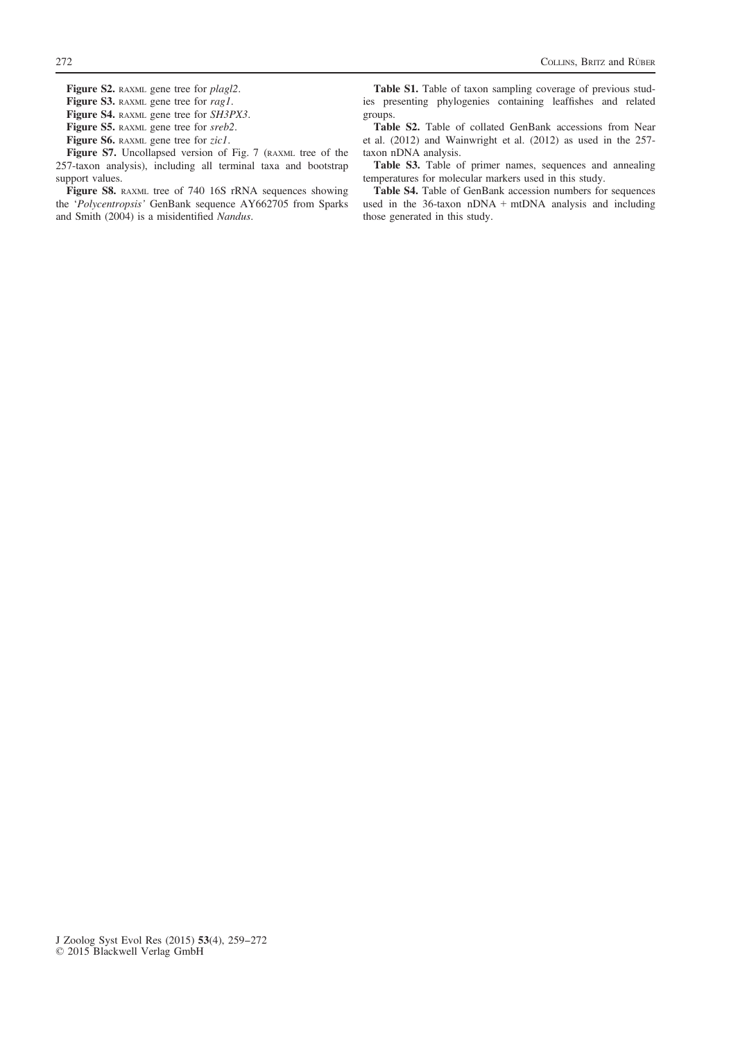**Figure S2.** RAXML gene tree for *plagl2*.

**Figure S3.** RAXML gene tree for *rag1*.

**Figure S4.** RAXML gene tree for *SH3PX3*.

**Figure S5.** RAXML gene tree for *sreb2*.

**Figure S6.** RAXML gene tree for *zic1*.

**Figure S7.** Uncollapsed version of Fig. 7 (RAXML tree of the 257-taxon analysis), including all terminal taxa and bootstrap support values.

**Figure S8.** RAXML tree of 740 16S rRNA sequences showing the '*Polycentropsis*' GenBank sequence AY662705 from Sparks and Smith (2004) is a misidentified *Nandus*.

**Table S1.** Table of taxon sampling coverage of previous studies presenting phylogenies containing leaffishes and related groups.

**Table S2.** Table of collated GenBank accessions from Near et al. (2012) and Wainwright et al. (2012) as used in the 257-taxon nDNA analysis.

**Table S3.** Table of primer names, sequences and annealing temperatures for molecular markers used in this study.

**Table S4.** Table of GenBank accession numbers for sequences used in the 36-taxon nDNA + mtDNA analysis and including those generated in this study.